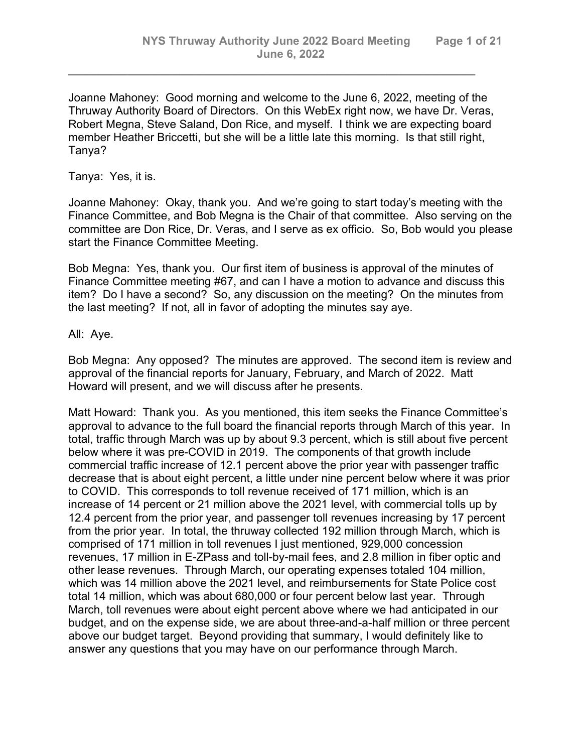Joanne Mahoney: Good morning and welcome to the June 6, 2022, meeting of the Thruway Authority Board of Directors. On this WebEx right now, we have Dr. Veras, Robert Megna, Steve Saland, Don Rice, and myself. I think we are expecting board member Heather Briccetti, but she will be a little late this morning. Is that still right, Tanya?

Tanya: Yes, it is.

Joanne Mahoney: Okay, thank you. And we're going to start today's meeting with the Finance Committee, and Bob Megna is the Chair of that committee. Also serving on the committee are Don Rice, Dr. Veras, and I serve as ex officio. So, Bob would you please start the Finance Committee Meeting.

Bob Megna: Yes, thank you. Our first item of business is approval of the minutes of Finance Committee meeting #67, and can I have a motion to advance and discuss this item? Do I have a second? So, any discussion on the meeting? On the minutes from the last meeting? If not, all in favor of adopting the minutes say aye.

All: Aye.

Bob Megna: Any opposed? The minutes are approved. The second item is review and approval of the financial reports for January, February, and March of 2022. Matt Howard will present, and we will discuss after he presents.

Matt Howard: Thank you. As you mentioned, this item seeks the Finance Committee's approval to advance to the full board the financial reports through March of this year. In total, traffic through March was up by about 9.3 percent, which is still about five percent below where it was pre-COVID in 2019. The components of that growth include commercial traffic increase of 12.1 percent above the prior year with passenger traffic decrease that is about eight percent, a little under nine percent below where it was prior to COVID. This corresponds to toll revenue received of 171 million, which is an increase of 14 percent or 21 million above the 2021 level, with commercial tolls up by 12.4 percent from the prior year, and passenger toll revenues increasing by 17 percent from the prior year. In total, the thruway collected 192 million through March, which is comprised of 171 million in toll revenues I just mentioned, 929,000 concession revenues, 17 million in E-ZPass and toll-by-mail fees, and 2.8 million in fiber optic and other lease revenues. Through March, our operating expenses totaled 104 million, which was 14 million above the 2021 level, and reimbursements for State Police cost total 14 million, which was about 680,000 or four percent below last year. Through March, toll revenues were about eight percent above where we had anticipated in our budget, and on the expense side, we are about three-and-a-half million or three percent above our budget target. Beyond providing that summary, I would definitely like to answer any questions that you may have on our performance through March.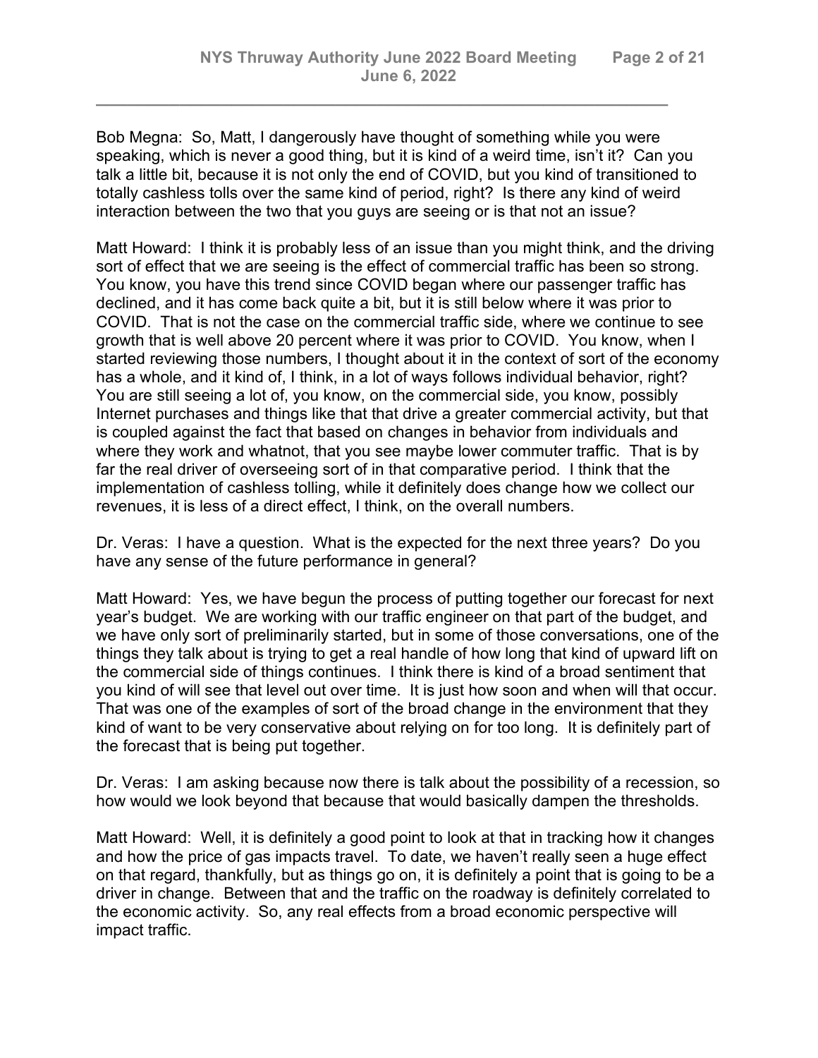Bob Megna: So, Matt, I dangerously have thought of something while you were speaking, which is never a good thing, but it is kind of a weird time, isn't it? Can you talk a little bit, because it is not only the end of COVID, but you kind of transitioned to totally cashless tolls over the same kind of period, right? Is there any kind of weird interaction between the two that you guys are seeing or is that not an issue?

Matt Howard: I think it is probably less of an issue than you might think, and the driving sort of effect that we are seeing is the effect of commercial traffic has been so strong. You know, you have this trend since COVID began where our passenger traffic has declined, and it has come back quite a bit, but it is still below where it was prior to COVID. That is not the case on the commercial traffic side, where we continue to see growth that is well above 20 percent where it was prior to COVID. You know, when I started reviewing those numbers, I thought about it in the context of sort of the economy has a whole, and it kind of, I think, in a lot of ways follows individual behavior, right? You are still seeing a lot of, you know, on the commercial side, you know, possibly Internet purchases and things like that that drive a greater commercial activity, but that is coupled against the fact that based on changes in behavior from individuals and where they work and whatnot, that you see maybe lower commuter traffic. That is by far the real driver of overseeing sort of in that comparative period. I think that the implementation of cashless tolling, while it definitely does change how we collect our revenues, it is less of a direct effect, I think, on the overall numbers.

Dr. Veras: I have a question. What is the expected for the next three years? Do you have any sense of the future performance in general?

Matt Howard: Yes, we have begun the process of putting together our forecast for next year's budget. We are working with our traffic engineer on that part of the budget, and we have only sort of preliminarily started, but in some of those conversations, one of the things they talk about is trying to get a real handle of how long that kind of upward lift on the commercial side of things continues. I think there is kind of a broad sentiment that you kind of will see that level out over time. It is just how soon and when will that occur. That was one of the examples of sort of the broad change in the environment that they kind of want to be very conservative about relying on for too long. It is definitely part of the forecast that is being put together.

Dr. Veras: I am asking because now there is talk about the possibility of a recession, so how would we look beyond that because that would basically dampen the thresholds.

Matt Howard: Well, it is definitely a good point to look at that in tracking how it changes and how the price of gas impacts travel. To date, we haven't really seen a huge effect on that regard, thankfully, but as things go on, it is definitely a point that is going to be a driver in change. Between that and the traffic on the roadway is definitely correlated to the economic activity. So, any real effects from a broad economic perspective will impact traffic.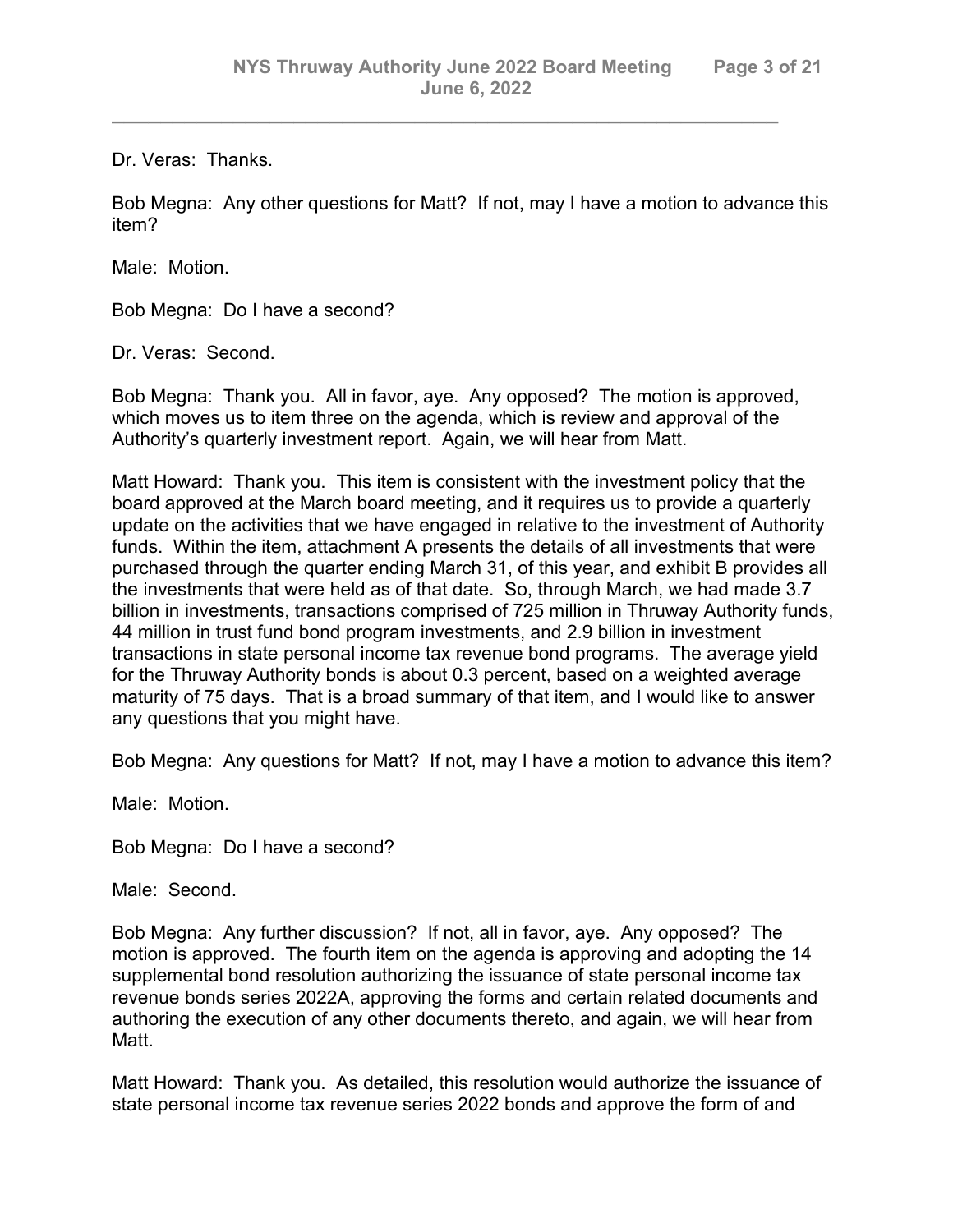Dr. Veras: Thanks.

Bob Megna: Any other questions for Matt? If not, may I have a motion to advance this item?

Male: Motion.

Bob Megna: Do I have a second?

Dr. Veras: Second.

Bob Megna: Thank you. All in favor, aye. Any opposed? The motion is approved, which moves us to item three on the agenda, which is review and approval of the Authority's quarterly investment report. Again, we will hear from Matt.

Matt Howard: Thank you. This item is consistent with the investment policy that the board approved at the March board meeting, and it requires us to provide a quarterly update on the activities that we have engaged in relative to the investment of Authority funds. Within the item, attachment A presents the details of all investments that were purchased through the quarter ending March 31, of this year, and exhibit B provides all the investments that were held as of that date. So, through March, we had made 3.7 billion in investments, transactions comprised of 725 million in Thruway Authority funds, 44 million in trust fund bond program investments, and 2.9 billion in investment transactions in state personal income tax revenue bond programs. The average yield for the Thruway Authority bonds is about 0.3 percent, based on a weighted average maturity of 75 days. That is a broad summary of that item, and I would like to answer any questions that you might have.

Bob Megna: Any questions for Matt? If not, may I have a motion to advance this item?

Male: Motion.

Bob Megna: Do I have a second?

Male: Second.

Bob Megna: Any further discussion? If not, all in favor, aye. Any opposed? The motion is approved. The fourth item on the agenda is approving and adopting the 14 supplemental bond resolution authorizing the issuance of state personal income tax revenue bonds series 2022A, approving the forms and certain related documents and authoring the execution of any other documents thereto, and again, we will hear from Matt.

Matt Howard: Thank you. As detailed, this resolution would authorize the issuance of state personal income tax revenue series 2022 bonds and approve the form of and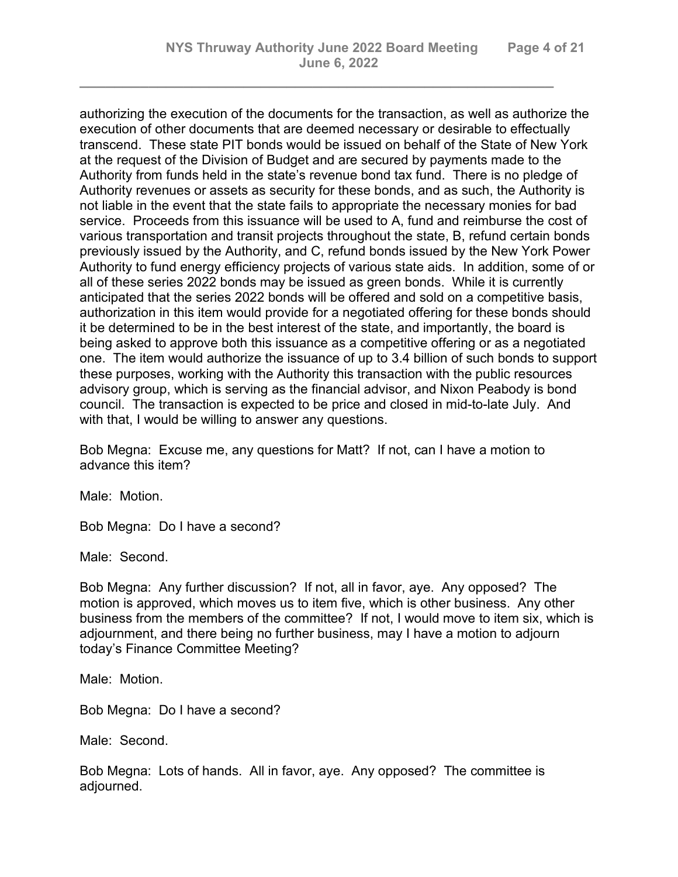authorizing the execution of the documents for the transaction, as well as authorize the execution of other documents that are deemed necessary or desirable to effectually transcend. These state PIT bonds would be issued on behalf of the State of New York at the request of the Division of Budget and are secured by payments made to the Authority from funds held in the state's revenue bond tax fund. There is no pledge of Authority revenues or assets as security for these bonds, and as such, the Authority is not liable in the event that the state fails to appropriate the necessary monies for bad service. Proceeds from this issuance will be used to A, fund and reimburse the cost of various transportation and transit projects throughout the state, B, refund certain bonds previously issued by the Authority, and C, refund bonds issued by the New York Power Authority to fund energy efficiency projects of various state aids. In addition, some of or all of these series 2022 bonds may be issued as green bonds. While it is currently anticipated that the series 2022 bonds will be offered and sold on a competitive basis, authorization in this item would provide for a negotiated offering for these bonds should it be determined to be in the best interest of the state, and importantly, the board is being asked to approve both this issuance as a competitive offering or as a negotiated one. The item would authorize the issuance of up to 3.4 billion of such bonds to support these purposes, working with the Authority this transaction with the public resources advisory group, which is serving as the financial advisor, and Nixon Peabody is bond council. The transaction is expected to be price and closed in mid-to-late July. And with that, I would be willing to answer any questions.

Bob Megna: Excuse me, any questions for Matt? If not, can I have a motion to advance this item?

Male: Motion.

Bob Megna: Do I have a second?

Male: Second.

Bob Megna: Any further discussion? If not, all in favor, aye. Any opposed? The motion is approved, which moves us to item five, which is other business. Any other business from the members of the committee? If not, I would move to item six, which is adjournment, and there being no further business, may I have a motion to adjourn today's Finance Committee Meeting?

Male: Motion.

Bob Megna: Do I have a second?

Male: Second.

Bob Megna: Lots of hands. All in favor, aye. Any opposed? The committee is adjourned.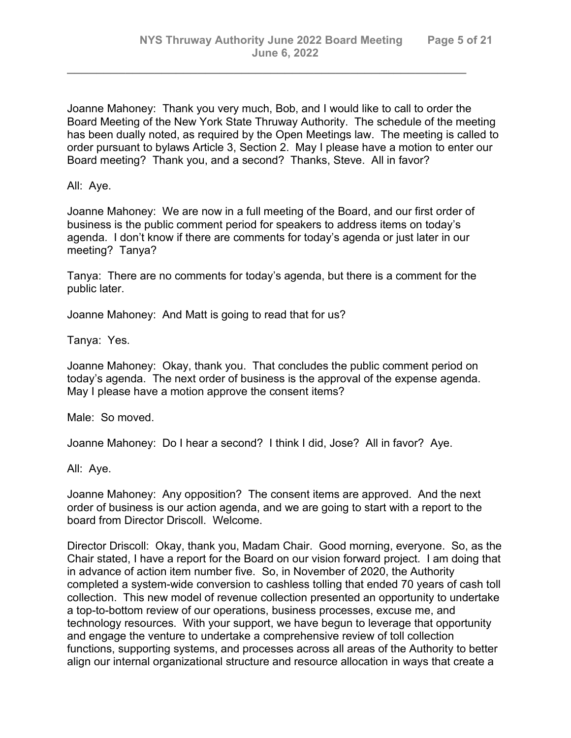Joanne Mahoney: Thank you very much, Bob, and I would like to call to order the Board Meeting of the New York State Thruway Authority. The schedule of the meeting has been dually noted, as required by the Open Meetings law. The meeting is called to order pursuant to bylaws Article 3, Section 2. May I please have a motion to enter our Board meeting? Thank you, and a second? Thanks, Steve. All in favor?

All: Aye.

Joanne Mahoney: We are now in a full meeting of the Board, and our first order of business is the public comment period for speakers to address items on today's agenda. I don't know if there are comments for today's agenda or just later in our meeting? Tanya?

Tanya: There are no comments for today's agenda, but there is a comment for the public later.

Joanne Mahoney: And Matt is going to read that for us?

Tanya: Yes.

Joanne Mahoney: Okay, thank you. That concludes the public comment period on today's agenda. The next order of business is the approval of the expense agenda. May I please have a motion approve the consent items?

Male: So moved.

Joanne Mahoney: Do I hear a second? I think I did, Jose? All in favor? Aye.

All: Aye.

Joanne Mahoney: Any opposition? The consent items are approved. And the next order of business is our action agenda, and we are going to start with a report to the board from Director Driscoll. Welcome.

Director Driscoll: Okay, thank you, Madam Chair. Good morning, everyone. So, as the Chair stated, I have a report for the Board on our vision forward project. I am doing that in advance of action item number five. So, in November of 2020, the Authority completed a system-wide conversion to cashless tolling that ended 70 years of cash toll collection. This new model of revenue collection presented an opportunity to undertake a top-to-bottom review of our operations, business processes, excuse me, and technology resources. With your support, we have begun to leverage that opportunity and engage the venture to undertake a comprehensive review of toll collection functions, supporting systems, and processes across all areas of the Authority to better align our internal organizational structure and resource allocation in ways that create a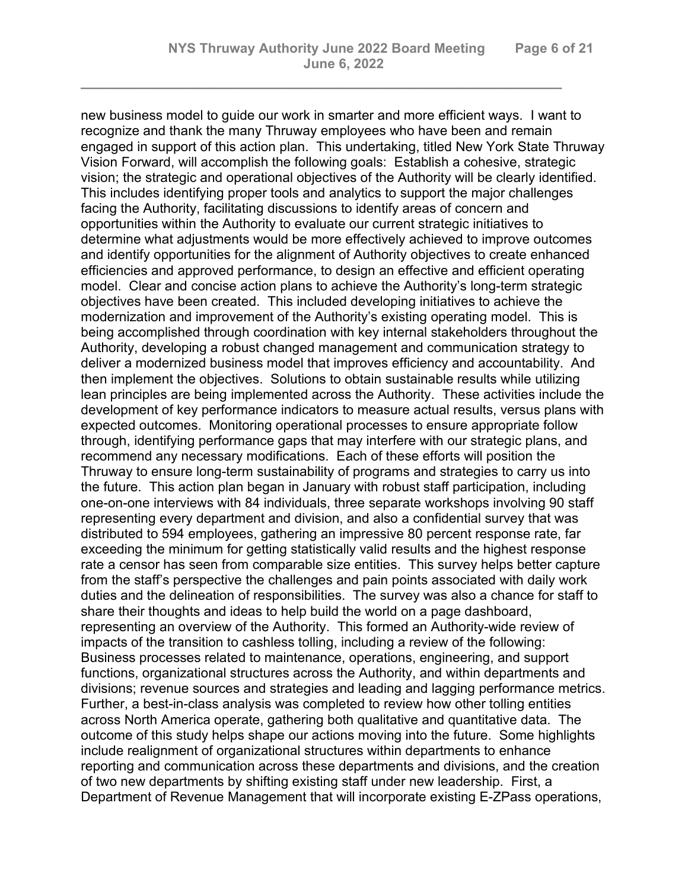new business model to guide our work in smarter and more efficient ways. I want to recognize and thank the many Thruway employees who have been and remain engaged in support of this action plan. This undertaking, titled New York State Thruway Vision Forward, will accomplish the following goals: Establish a cohesive, strategic vision; the strategic and operational objectives of the Authority will be clearly identified. This includes identifying proper tools and analytics to support the major challenges facing the Authority, facilitating discussions to identify areas of concern and opportunities within the Authority to evaluate our current strategic initiatives to determine what adjustments would be more effectively achieved to improve outcomes and identify opportunities for the alignment of Authority objectives to create enhanced efficiencies and approved performance, to design an effective and efficient operating model. Clear and concise action plans to achieve the Authority's long-term strategic objectives have been created. This included developing initiatives to achieve the modernization and improvement of the Authority's existing operating model. This is being accomplished through coordination with key internal stakeholders throughout the Authority, developing a robust changed management and communication strategy to deliver a modernized business model that improves efficiency and accountability. And then implement the objectives. Solutions to obtain sustainable results while utilizing lean principles are being implemented across the Authority. These activities include the development of key performance indicators to measure actual results, versus plans with expected outcomes. Monitoring operational processes to ensure appropriate follow through, identifying performance gaps that may interfere with our strategic plans, and recommend any necessary modifications. Each of these efforts will position the Thruway to ensure long-term sustainability of programs and strategies to carry us into the future. This action plan began in January with robust staff participation, including one-on-one interviews with 84 individuals, three separate workshops involving 90 staff representing every department and division, and also a confidential survey that was distributed to 594 employees, gathering an impressive 80 percent response rate, far exceeding the minimum for getting statistically valid results and the highest response rate a censor has seen from comparable size entities. This survey helps better capture from the staff's perspective the challenges and pain points associated with daily work duties and the delineation of responsibilities. The survey was also a chance for staff to share their thoughts and ideas to help build the world on a page dashboard, representing an overview of the Authority. This formed an Authority-wide review of impacts of the transition to cashless tolling, including a review of the following: Business processes related to maintenance, operations, engineering, and support functions, organizational structures across the Authority, and within departments and divisions; revenue sources and strategies and leading and lagging performance metrics. Further, a best-in-class analysis was completed to review how other tolling entities across North America operate, gathering both qualitative and quantitative data. The outcome of this study helps shape our actions moving into the future. Some highlights include realignment of organizational structures within departments to enhance reporting and communication across these departments and divisions, and the creation of two new departments by shifting existing staff under new leadership. First, a Department of Revenue Management that will incorporate existing E-ZPass operations,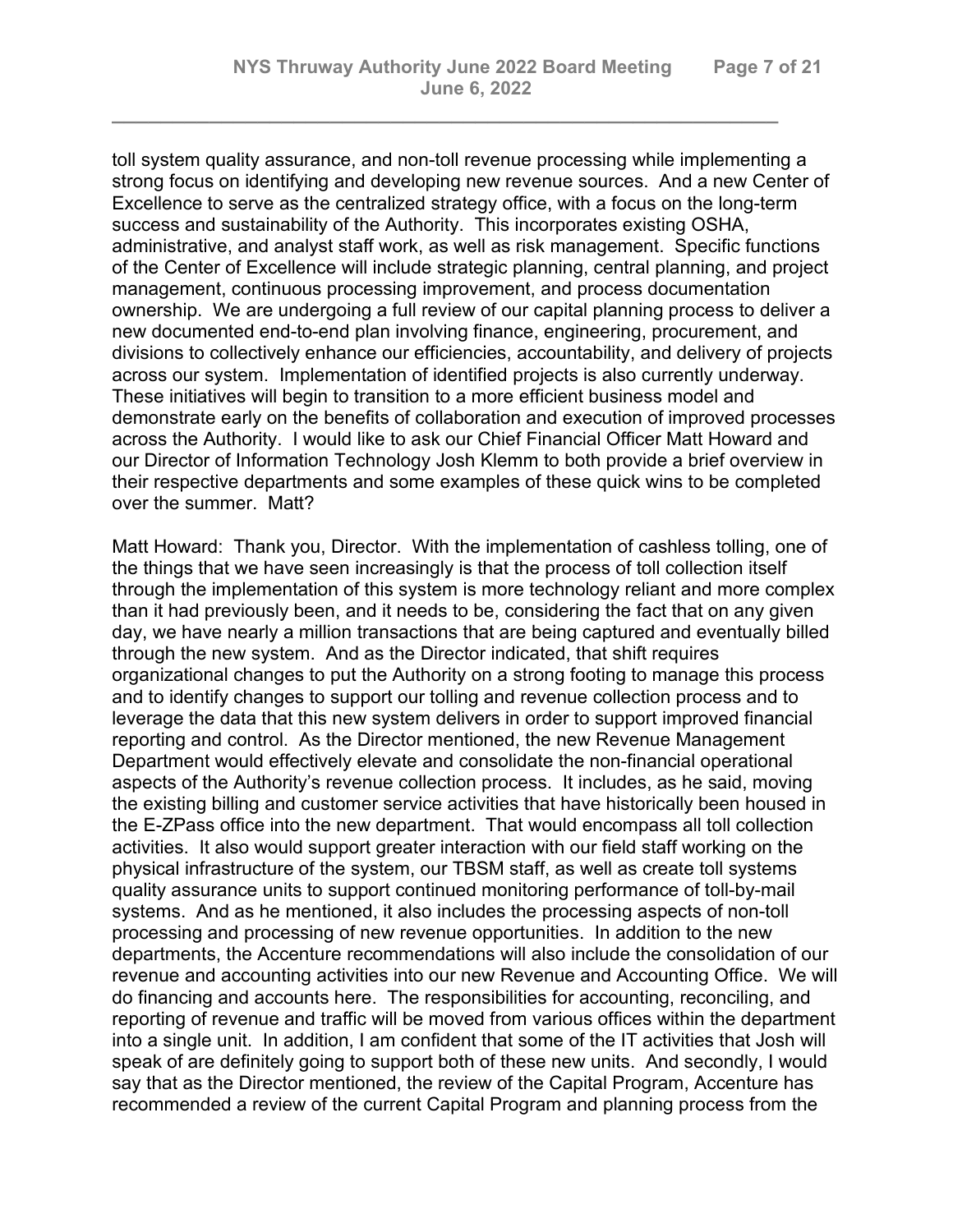toll system quality assurance, and non-toll revenue processing while implementing a strong focus on identifying and developing new revenue sources. And a new Center of Excellence to serve as the centralized strategy office, with a focus on the long-term success and sustainability of the Authority. This incorporates existing OSHA, administrative, and analyst staff work, as well as risk management. Specific functions of the Center of Excellence will include strategic planning, central planning, and project management, continuous processing improvement, and process documentation ownership. We are undergoing a full review of our capital planning process to deliver a new documented end-to-end plan involving finance, engineering, procurement, and divisions to collectively enhance our efficiencies, accountability, and delivery of projects across our system. Implementation of identified projects is also currently underway. These initiatives will begin to transition to a more efficient business model and demonstrate early on the benefits of collaboration and execution of improved processes across the Authority. I would like to ask our Chief Financial Officer Matt Howard and our Director of Information Technology Josh Klemm to both provide a brief overview in their respective departments and some examples of these quick wins to be completed over the summer. Matt?

Matt Howard: Thank you, Director. With the implementation of cashless tolling, one of the things that we have seen increasingly is that the process of toll collection itself through the implementation of this system is more technology reliant and more complex than it had previously been, and it needs to be, considering the fact that on any given day, we have nearly a million transactions that are being captured and eventually billed through the new system. And as the Director indicated, that shift requires organizational changes to put the Authority on a strong footing to manage this process and to identify changes to support our tolling and revenue collection process and to leverage the data that this new system delivers in order to support improved financial reporting and control. As the Director mentioned, the new Revenue Management Department would effectively elevate and consolidate the non-financial operational aspects of the Authority's revenue collection process. It includes, as he said, moving the existing billing and customer service activities that have historically been housed in the E-ZPass office into the new department. That would encompass all toll collection activities. It also would support greater interaction with our field staff working on the physical infrastructure of the system, our TBSM staff, as well as create toll systems quality assurance units to support continued monitoring performance of toll-by-mail systems. And as he mentioned, it also includes the processing aspects of non-toll processing and processing of new revenue opportunities. In addition to the new departments, the Accenture recommendations will also include the consolidation of our revenue and accounting activities into our new Revenue and Accounting Office. We will do financing and accounts here. The responsibilities for accounting, reconciling, and reporting of revenue and traffic will be moved from various offices within the department into a single unit. In addition, I am confident that some of the IT activities that Josh will speak of are definitely going to support both of these new units. And secondly, I would say that as the Director mentioned, the review of the Capital Program, Accenture has recommended a review of the current Capital Program and planning process from the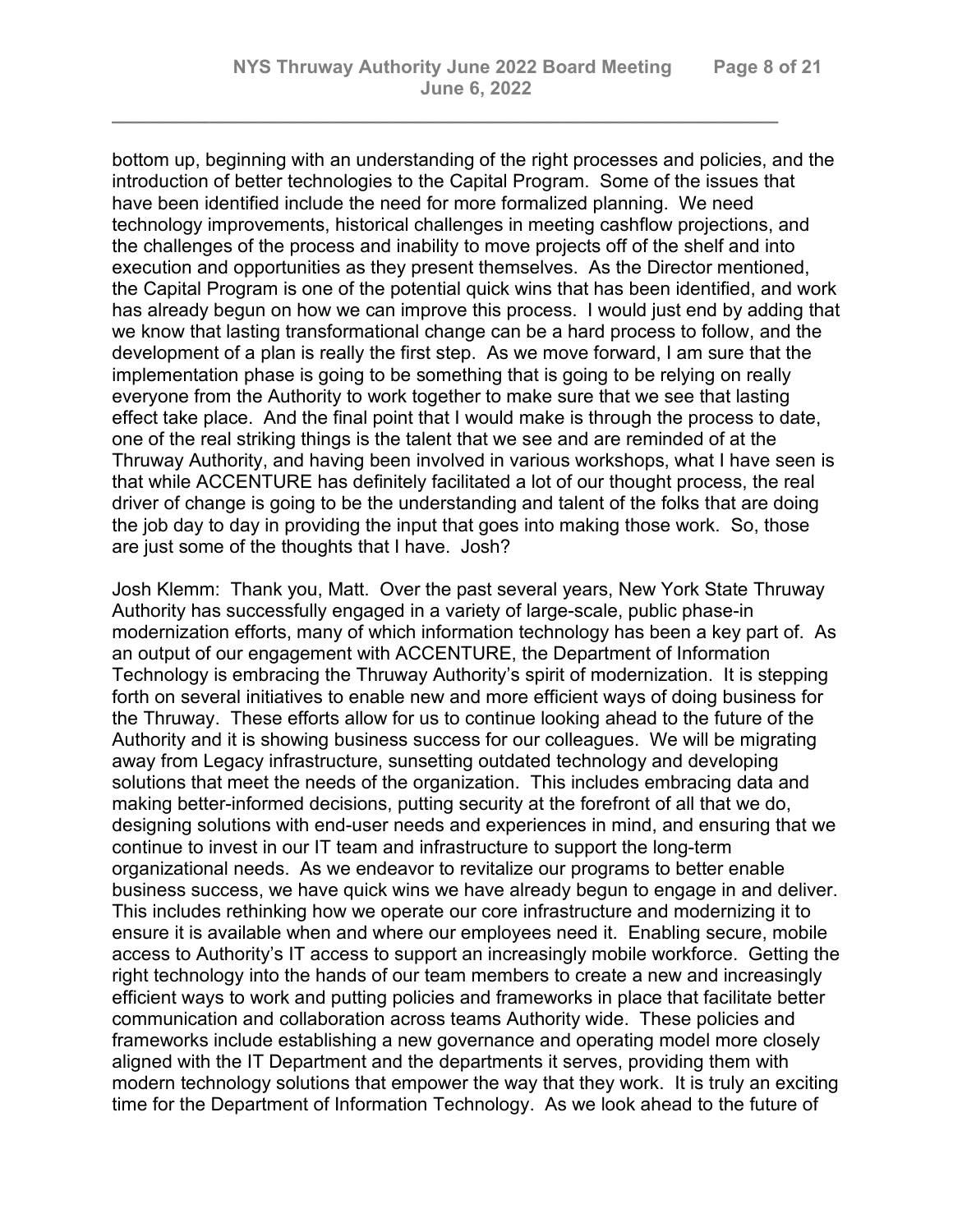bottom up, beginning with an understanding of the right processes and policies, and the introduction of better technologies to the Capital Program. Some of the issues that have been identified include the need for more formalized planning. We need technology improvements, historical challenges in meeting cashflow projections, and the challenges of the process and inability to move projects off of the shelf and into execution and opportunities as they present themselves. As the Director mentioned, the Capital Program is one of the potential quick wins that has been identified, and work has already begun on how we can improve this process. I would just end by adding that we know that lasting transformational change can be a hard process to follow, and the development of a plan is really the first step. As we move forward, I am sure that the implementation phase is going to be something that is going to be relying on really everyone from the Authority to work together to make sure that we see that lasting effect take place. And the final point that I would make is through the process to date, one of the real striking things is the talent that we see and are reminded of at the Thruway Authority, and having been involved in various workshops, what I have seen is that while ACCENTURE has definitely facilitated a lot of our thought process, the real driver of change is going to be the understanding and talent of the folks that are doing the job day to day in providing the input that goes into making those work. So, those are just some of the thoughts that I have. Josh?

Josh Klemm: Thank you, Matt. Over the past several years, New York State Thruway Authority has successfully engaged in a variety of large-scale, public phase-in modernization efforts, many of which information technology has been a key part of. As an output of our engagement with ACCENTURE, the Department of Information Technology is embracing the Thruway Authority's spirit of modernization. It is stepping forth on several initiatives to enable new and more efficient ways of doing business for the Thruway. These efforts allow for us to continue looking ahead to the future of the Authority and it is showing business success for our colleagues. We will be migrating away from Legacy infrastructure, sunsetting outdated technology and developing solutions that meet the needs of the organization. This includes embracing data and making better-informed decisions, putting security at the forefront of all that we do, designing solutions with end-user needs and experiences in mind, and ensuring that we continue to invest in our IT team and infrastructure to support the long-term organizational needs. As we endeavor to revitalize our programs to better enable business success, we have quick wins we have already begun to engage in and deliver. This includes rethinking how we operate our core infrastructure and modernizing it to ensure it is available when and where our employees need it. Enabling secure, mobile access to Authority's IT access to support an increasingly mobile workforce. Getting the right technology into the hands of our team members to create a new and increasingly efficient ways to work and putting policies and frameworks in place that facilitate better communication and collaboration across teams Authority wide. These policies and frameworks include establishing a new governance and operating model more closely aligned with the IT Department and the departments it serves, providing them with modern technology solutions that empower the way that they work. It is truly an exciting time for the Department of Information Technology. As we look ahead to the future of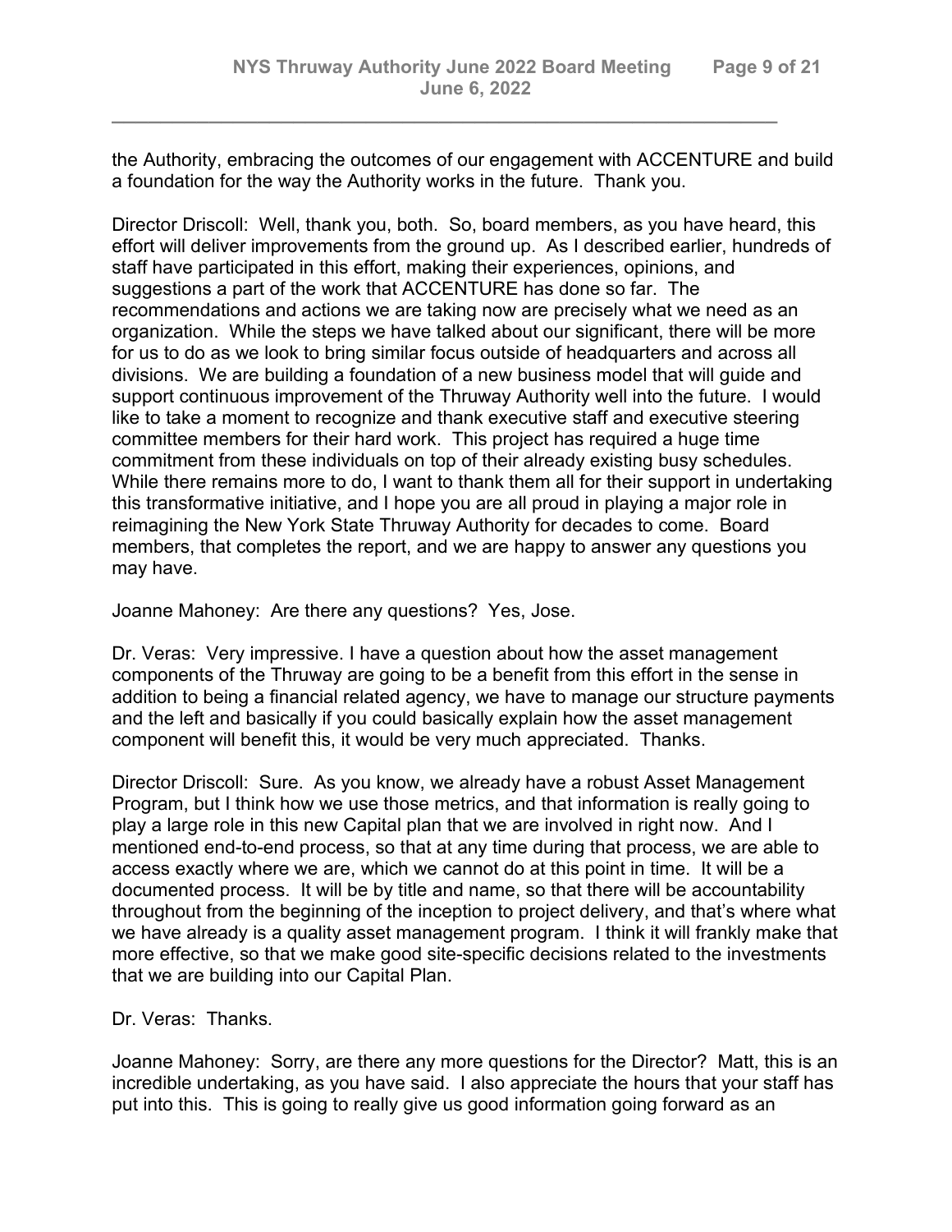the Authority, embracing the outcomes of our engagement with ACCENTURE and build a foundation for the way the Authority works in the future. Thank you.

Director Driscoll: Well, thank you, both. So, board members, as you have heard, this effort will deliver improvements from the ground up. As I described earlier, hundreds of staff have participated in this effort, making their experiences, opinions, and suggestions a part of the work that ACCENTURE has done so far. The recommendations and actions we are taking now are precisely what we need as an organization. While the steps we have talked about our significant, there will be more for us to do as we look to bring similar focus outside of headquarters and across all divisions. We are building a foundation of a new business model that will guide and support continuous improvement of the Thruway Authority well into the future. I would like to take a moment to recognize and thank executive staff and executive steering committee members for their hard work. This project has required a huge time commitment from these individuals on top of their already existing busy schedules. While there remains more to do, I want to thank them all for their support in undertaking this transformative initiative, and I hope you are all proud in playing a major role in reimagining the New York State Thruway Authority for decades to come. Board members, that completes the report, and we are happy to answer any questions you may have.

Joanne Mahoney: Are there any questions? Yes, Jose.

Dr. Veras: Very impressive. I have a question about how the asset management components of the Thruway are going to be a benefit from this effort in the sense in addition to being a financial related agency, we have to manage our structure payments and the left and basically if you could basically explain how the asset management component will benefit this, it would be very much appreciated. Thanks.

Director Driscoll: Sure. As you know, we already have a robust Asset Management Program, but I think how we use those metrics, and that information is really going to play a large role in this new Capital plan that we are involved in right now. And I mentioned end-to-end process, so that at any time during that process, we are able to access exactly where we are, which we cannot do at this point in time. It will be a documented process. It will be by title and name, so that there will be accountability throughout from the beginning of the inception to project delivery, and that's where what we have already is a quality asset management program. I think it will frankly make that more effective, so that we make good site-specific decisions related to the investments that we are building into our Capital Plan.

Dr. Veras: Thanks.

Joanne Mahoney: Sorry, are there any more questions for the Director? Matt, this is an incredible undertaking, as you have said. I also appreciate the hours that your staff has put into this. This is going to really give us good information going forward as an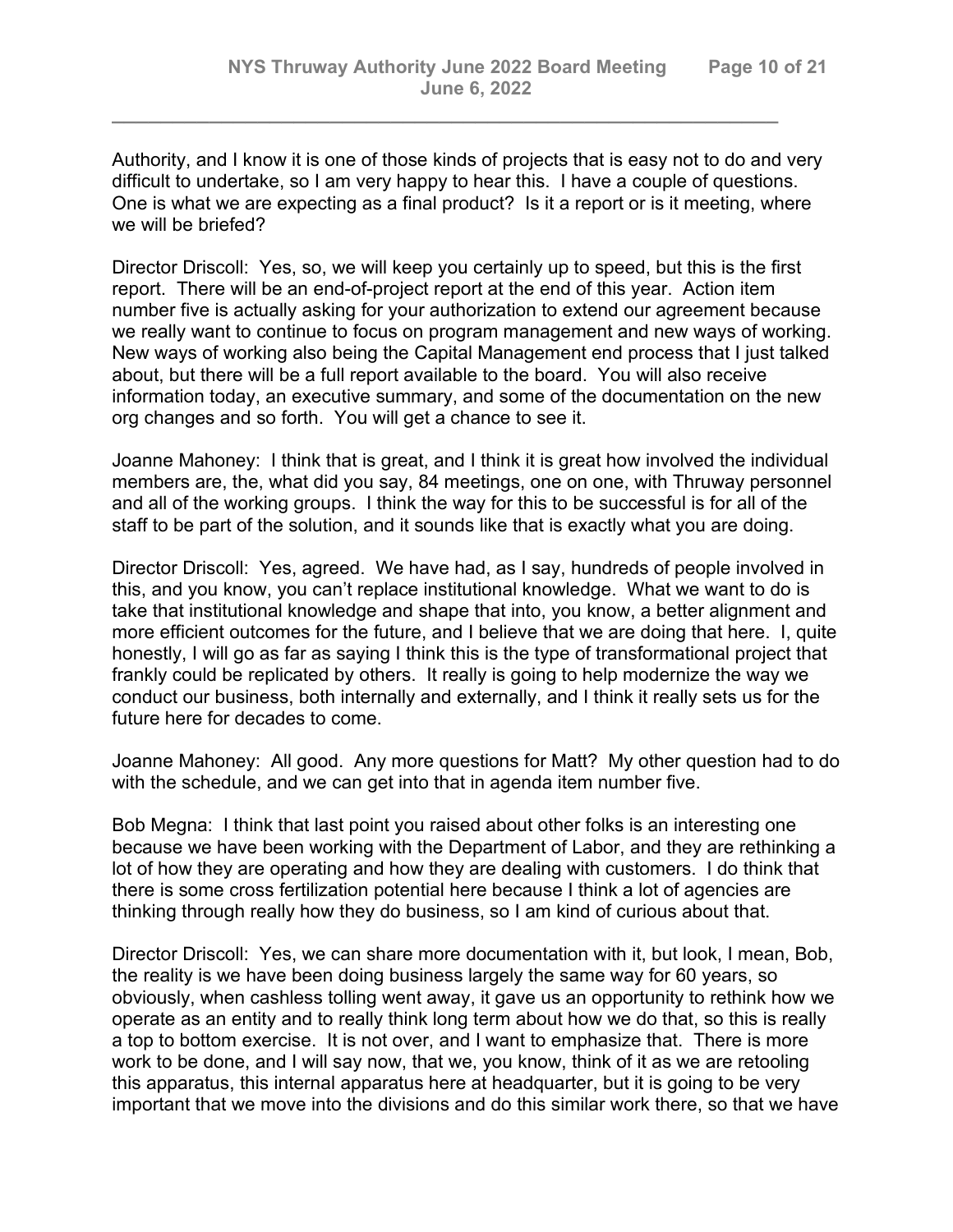Authority, and I know it is one of those kinds of projects that is easy not to do and very difficult to undertake, so I am very happy to hear this. I have a couple of questions. One is what we are expecting as a final product? Is it a report or is it meeting, where we will be briefed?

Director Driscoll: Yes, so, we will keep you certainly up to speed, but this is the first report. There will be an end-of-project report at the end of this year. Action item number five is actually asking for your authorization to extend our agreement because we really want to continue to focus on program management and new ways of working. New ways of working also being the Capital Management end process that I just talked about, but there will be a full report available to the board. You will also receive information today, an executive summary, and some of the documentation on the new org changes and so forth. You will get a chance to see it.

Joanne Mahoney: I think that is great, and I think it is great how involved the individual members are, the, what did you say, 84 meetings, one on one, with Thruway personnel and all of the working groups. I think the way for this to be successful is for all of the staff to be part of the solution, and it sounds like that is exactly what you are doing.

Director Driscoll: Yes, agreed. We have had, as I say, hundreds of people involved in this, and you know, you can't replace institutional knowledge. What we want to do is take that institutional knowledge and shape that into, you know, a better alignment and more efficient outcomes for the future, and I believe that we are doing that here. I, quite honestly, I will go as far as saying I think this is the type of transformational project that frankly could be replicated by others. It really is going to help modernize the way we conduct our business, both internally and externally, and I think it really sets us for the future here for decades to come.

Joanne Mahoney: All good. Any more questions for Matt? My other question had to do with the schedule, and we can get into that in agenda item number five.

Bob Megna: I think that last point you raised about other folks is an interesting one because we have been working with the Department of Labor, and they are rethinking a lot of how they are operating and how they are dealing with customers. I do think that there is some cross fertilization potential here because I think a lot of agencies are thinking through really how they do business, so I am kind of curious about that.

Director Driscoll: Yes, we can share more documentation with it, but look, I mean, Bob, the reality is we have been doing business largely the same way for 60 years, so obviously, when cashless tolling went away, it gave us an opportunity to rethink how we operate as an entity and to really think long term about how we do that, so this is really a top to bottom exercise. It is not over, and I want to emphasize that. There is more work to be done, and I will say now, that we, you know, think of it as we are retooling this apparatus, this internal apparatus here at headquarter, but it is going to be very important that we move into the divisions and do this similar work there, so that we have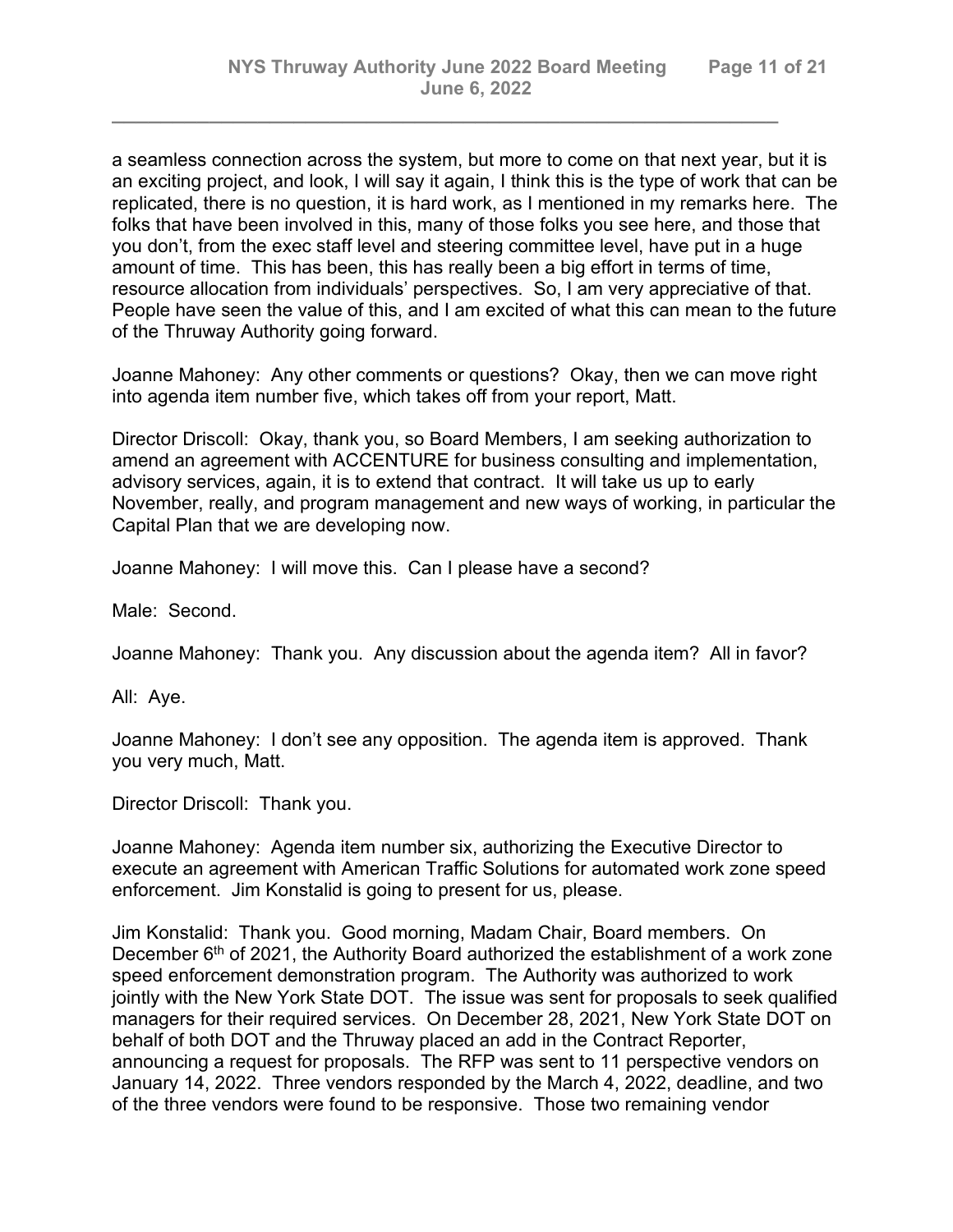a seamless connection across the system, but more to come on that next year, but it is an exciting project, and look, I will say it again, I think this is the type of work that can be replicated, there is no question, it is hard work, as I mentioned in my remarks here. The folks that have been involved in this, many of those folks you see here, and those that you don't, from the exec staff level and steering committee level, have put in a huge amount of time. This has been, this has really been a big effort in terms of time, resource allocation from individuals' perspectives. So, I am very appreciative of that. People have seen the value of this, and I am excited of what this can mean to the future of the Thruway Authority going forward.

Joanne Mahoney: Any other comments or questions? Okay, then we can move right into agenda item number five, which takes off from your report, Matt.

Director Driscoll: Okay, thank you, so Board Members, I am seeking authorization to amend an agreement with ACCENTURE for business consulting and implementation, advisory services, again, it is to extend that contract. It will take us up to early November, really, and program management and new ways of working, in particular the Capital Plan that we are developing now.

Joanne Mahoney: I will move this. Can I please have a second?

Male: Second.

Joanne Mahoney: Thank you. Any discussion about the agenda item? All in favor?

All: Aye.

Joanne Mahoney: I don't see any opposition. The agenda item is approved. Thank you very much, Matt.

Director Driscoll: Thank you.

Joanne Mahoney: Agenda item number six, authorizing the Executive Director to execute an agreement with American Traffic Solutions for automated work zone speed enforcement. Jim Konstalid is going to present for us, please.

Jim Konstalid: Thank you. Good morning, Madam Chair, Board members. On December 6th of 2021, the Authority Board authorized the establishment of a work zone speed enforcement demonstration program. The Authority was authorized to work jointly with the New York State DOT. The issue was sent for proposals to seek qualified managers for their required services. On December 28, 2021, New York State DOT on behalf of both DOT and the Thruway placed an add in the Contract Reporter, announcing a request for proposals. The RFP was sent to 11 perspective vendors on January 14, 2022. Three vendors responded by the March 4, 2022, deadline, and two of the three vendors were found to be responsive. Those two remaining vendor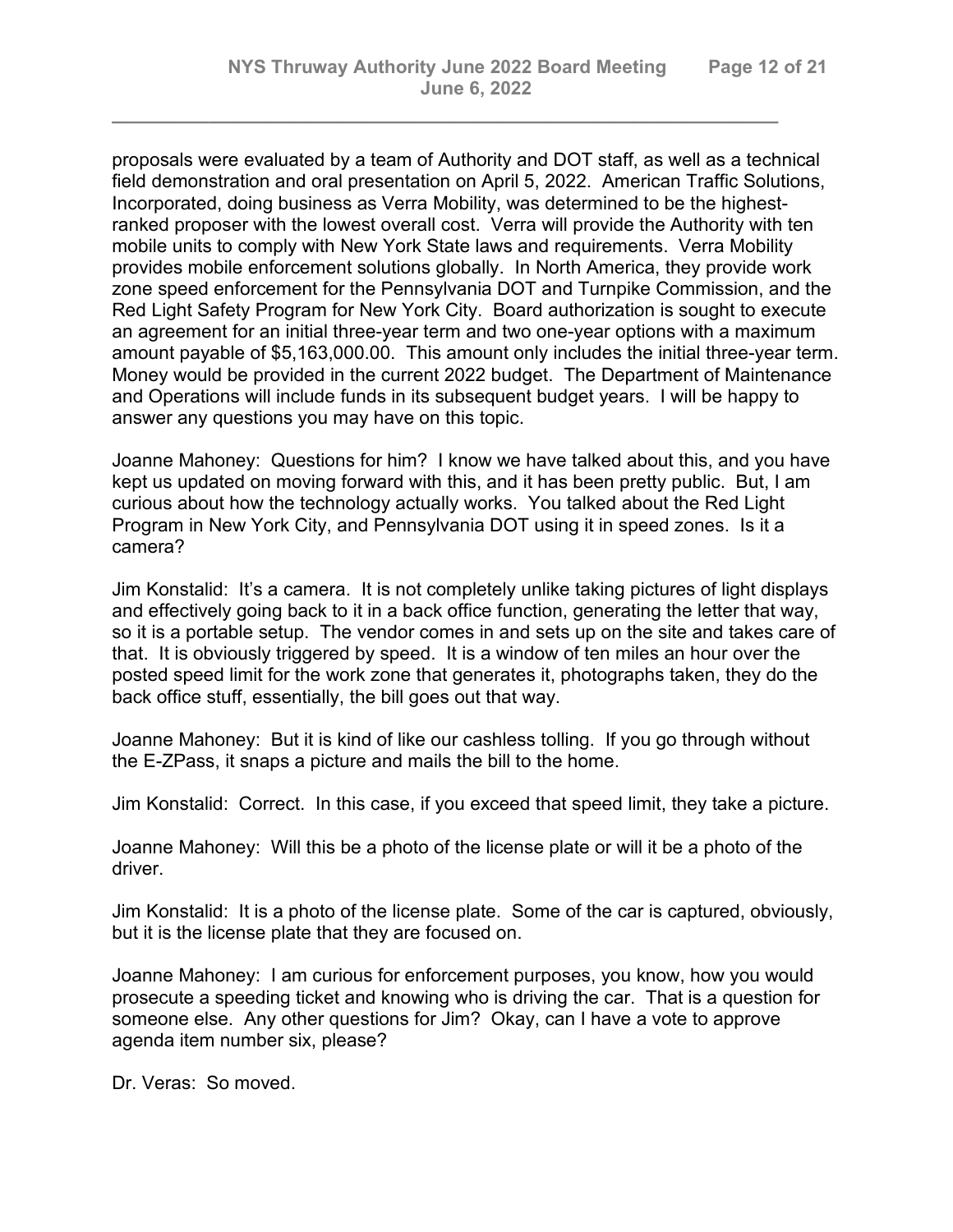proposals were evaluated by a team of Authority and DOT staff, as well as a technical field demonstration and oral presentation on April 5, 2022. American Traffic Solutions, Incorporated, doing business as Verra Mobility, was determined to be the highest-ranked proposer with the lowest overall cost. Verra will provide the Authority with ten mobile units to comply with New York State laws and requirements. Verra Mobility provides mobile enforcement solutions globally. In North America, they provide work zone speed enforcement for the Pennsylvania DOT and Turnpike Commission, and the Red Light Safety Program for New York City. Board authorization is sought to execute an agreement for an initial three-year term and two one-year options with a maximum amount payable of $5,163,000.00. This amount only includes the initial three-year term. Money would be provided in the current 2022 budget. The Department of Maintenance and Operations will include funds in its subsequent budget years. I will be happy to answer any questions you may have on this topic.

Joanne Mahoney: Questions for him? I know we have talked about this, and you have kept us updated on moving forward with this, and it has been pretty public. But, I am curious about how the technology actually works. You talked about the Red Light Program in New York City, and Pennsylvania DOT using it in speed zones. Is it a camera?

Jim Konstalid: It's a camera. It is not completely unlike taking pictures of light displays and effectively going back to it in a back office function, generating the letter that way, so it is a portable setup. The vendor comes in and sets up on the site and takes care of that. It is obviously triggered by speed. It is a window of ten miles an hour over the posted speed limit for the work zone that generates it, photographs taken, they do the back office stuff, essentially, the bill goes out that way.

Joanne Mahoney: But it is kind of like our cashless tolling. If you go through without the E-ZPass, it snaps a picture and mails the bill to the home.

Jim Konstalid: Correct. In this case, if you exceed that speed limit, they take a picture.

Joanne Mahoney: Will this be a photo of the license plate or will it be a photo of the driver.

Jim Konstalid: It is a photo of the license plate. Some of the car is captured, obviously, but it is the license plate that they are focused on.

Joanne Mahoney: I am curious for enforcement purposes, you know, how you would prosecute a speeding ticket and knowing who is driving the car. That is a question for someone else. Any other questions for Jim? Okay, can I have a vote to approve agenda item number six, please?

Dr. Veras: So moved.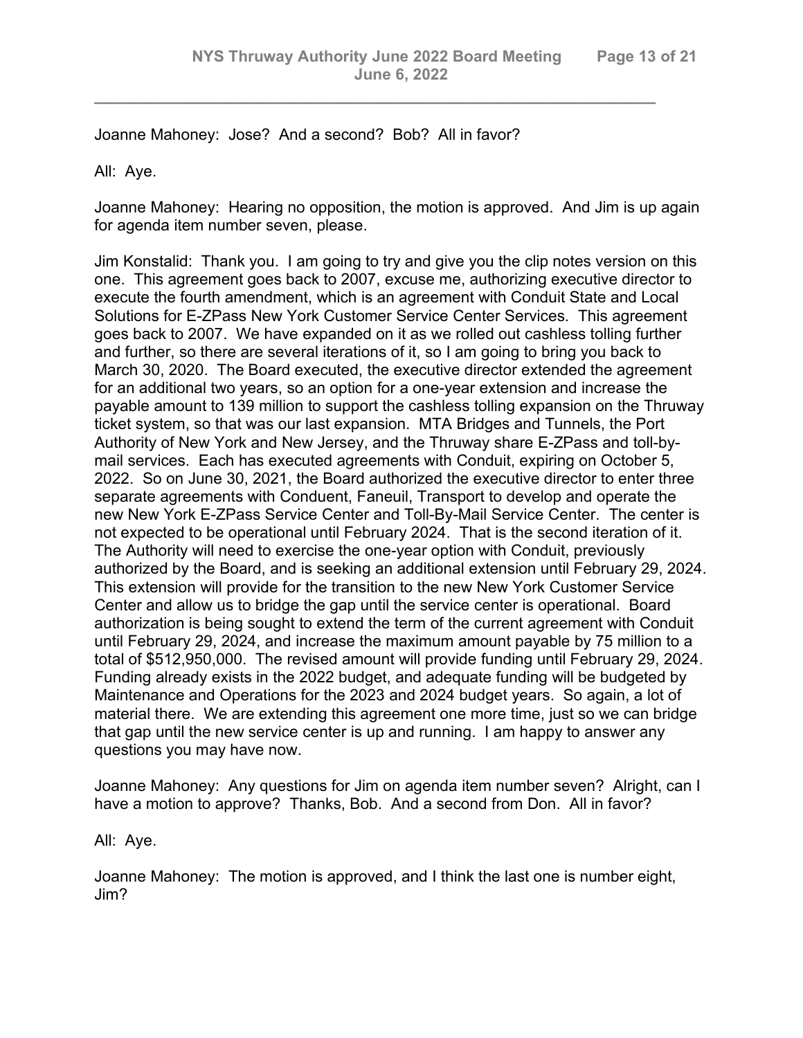Joanne Mahoney: Jose? And a second? Bob? All in favor?

All: Aye.

Joanne Mahoney: Hearing no opposition, the motion is approved. And Jim is up again for agenda item number seven, please.

Jim Konstalid: Thank you. I am going to try and give you the clip notes version on this one. This agreement goes back to 2007, excuse me, authorizing executive director to execute the fourth amendment, which is an agreement with Conduit State and Local Solutions for E-ZPass New York Customer Service Center Services. This agreement goes back to 2007. We have expanded on it as we rolled out cashless tolling further and further, so there are several iterations of it, so I am going to bring you back to March 30, 2020. The Board executed, the executive director extended the agreement for an additional two years, so an option for a one-year extension and increase the payable amount to 139 million to support the cashless tolling expansion on the Thruway ticket system, so that was our last expansion. MTA Bridges and Tunnels, the Port Authority of New York and New Jersey, and the Thruway share E-ZPass and toll-by-mail services. Each has executed agreements with Conduit, expiring on October 5, 2022. So on June 30, 2021, the Board authorized the executive director to enter three separate agreements with Conduent, Faneuil, Transport to develop and operate the new New York E-ZPass Service Center and Toll-By-Mail Service Center. The center is not expected to be operational until February 2024. That is the second iteration of it. The Authority will need to exercise the one-year option with Conduit, previously authorized by the Board, and is seeking an additional extension until February 29, 2024. This extension will provide for the transition to the new New York Customer Service Center and allow us to bridge the gap until the service center is operational. Board authorization is being sought to extend the term of the current agreement with Conduit until February 29, 2024, and increase the maximum amount payable by 75 million to a total of $512,950,000. The revised amount will provide funding until February 29, 2024. Funding already exists in the 2022 budget, and adequate funding will be budgeted by Maintenance and Operations for the 2023 and 2024 budget years. So again, a lot of material there. We are extending this agreement one more time, just so we can bridge that gap until the new service center is up and running. I am happy to answer any questions you may have now.

Joanne Mahoney: Any questions for Jim on agenda item number seven? Alright, can I have a motion to approve? Thanks, Bob. And a second from Don. All in favor?

All: Aye.

Joanne Mahoney: The motion is approved, and I think the last one is number eight, Jim?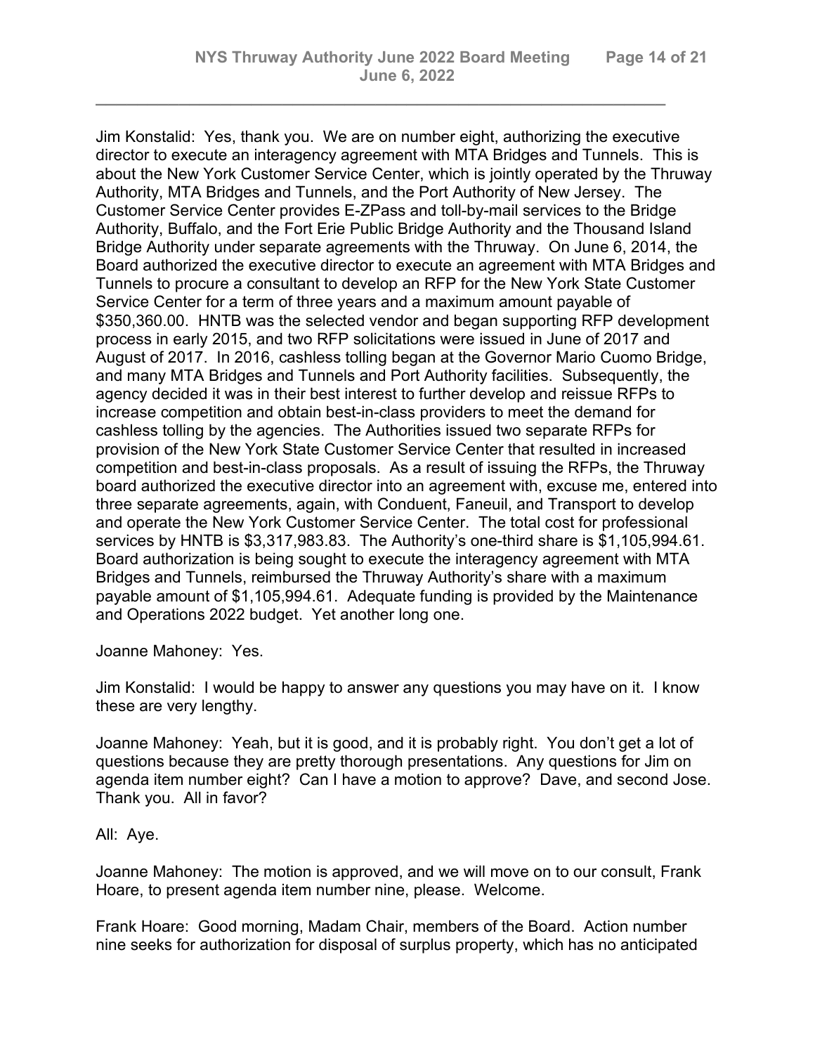Jim Konstalid: Yes, thank you. We are on number eight, authorizing the executive director to execute an interagency agreement with MTA Bridges and Tunnels. This is about the New York Customer Service Center, which is jointly operated by the Thruway Authority, MTA Bridges and Tunnels, and the Port Authority of New Jersey. The Customer Service Center provides E-ZPass and toll-by-mail services to the Bridge Authority, Buffalo, and the Fort Erie Public Bridge Authority and the Thousand Island Bridge Authority under separate agreements with the Thruway. On June 6, 2014, the Board authorized the executive director to execute an agreement with MTA Bridges and Tunnels to procure a consultant to develop an RFP for the New York State Customer Service Center for a term of three years and a maximum amount payable of $350,360.00. HNTB was the selected vendor and began supporting RFP development process in early 2015, and two RFP solicitations were issued in June of 2017 and August of 2017. In 2016, cashless tolling began at the Governor Mario Cuomo Bridge, and many MTA Bridges and Tunnels and Port Authority facilities. Subsequently, the agency decided it was in their best interest to further develop and reissue RFPs to increase competition and obtain best-in-class providers to meet the demand for cashless tolling by the agencies. The Authorities issued two separate RFPs for provision of the New York State Customer Service Center that resulted in increased competition and best-in-class proposals. As a result of issuing the RFPs, the Thruway board authorized the executive director into an agreement with, excuse me, entered into three separate agreements, again, with Conduent, Faneuil, and Transport to develop and operate the New York Customer Service Center. The total cost for professional services by HNTB is $3,317,983.83. The Authority's one-third share is $1,105,994.61. Board authorization is being sought to execute the interagency agreement with MTA Bridges and Tunnels, reimbursed the Thruway Authority's share with a maximum payable amount of $1,105,994.61. Adequate funding is provided by the Maintenance and Operations 2022 budget. Yet another long one.

Joanne Mahoney: Yes.

Jim Konstalid: I would be happy to answer any questions you may have on it. I know these are very lengthy.

Joanne Mahoney: Yeah, but it is good, and it is probably right. You don't get a lot of questions because they are pretty thorough presentations. Any questions for Jim on agenda item number eight? Can I have a motion to approve? Dave, and second Jose. Thank you. All in favor?

All: Aye.

Joanne Mahoney: The motion is approved, and we will move on to our consult, Frank Hoare, to present agenda item number nine, please. Welcome.

Frank Hoare: Good morning, Madam Chair, members of the Board. Action number nine seeks for authorization for disposal of surplus property, which has no anticipated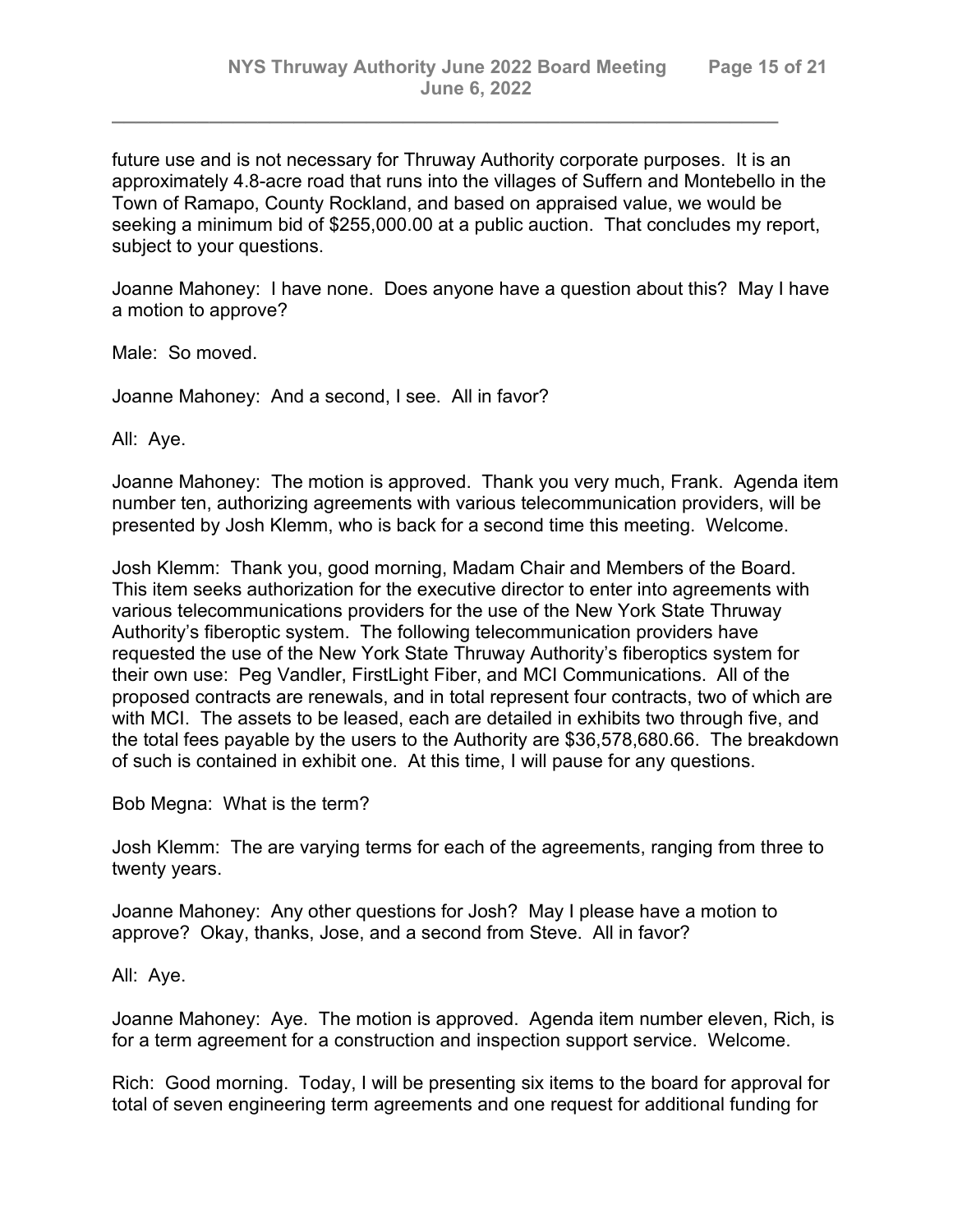future use and is not necessary for Thruway Authority corporate purposes. It is an approximately 4.8-acre road that runs into the villages of Suffern and Montebello in the Town of Ramapo, County Rockland, and based on appraised value, we would be seeking a minimum bid of $255,000.00 at a public auction. That concludes my report, subject to your questions.

Joanne Mahoney: I have none. Does anyone have a question about this? May I have a motion to approve?

Male: So moved.

Joanne Mahoney: And a second, I see. All in favor?

All: Aye.

Joanne Mahoney: The motion is approved. Thank you very much, Frank. Agenda item number ten, authorizing agreements with various telecommunication providers, will be presented by Josh Klemm, who is back for a second time this meeting. Welcome.

Josh Klemm: Thank you, good morning, Madam Chair and Members of the Board. This item seeks authorization for the executive director to enter into agreements with various telecommunications providers for the use of the New York State Thruway Authority's fiberoptic system. The following telecommunication providers have requested the use of the New York State Thruway Authority's fiberoptics system for their own use: Peg Vandler, FirstLight Fiber, and MCI Communications. All of the proposed contracts are renewals, and in total represent four contracts, two of which are with MCI. The assets to be leased, each are detailed in exhibits two through five, and the total fees payable by the users to the Authority are $36,578,680.66. The breakdown of such is contained in exhibit one. At this time, I will pause for any questions.

Bob Megna: What is the term?

Josh Klemm: The are varying terms for each of the agreements, ranging from three to twenty years.

Joanne Mahoney: Any other questions for Josh? May I please have a motion to approve? Okay, thanks, Jose, and a second from Steve. All in favor?

All: Aye.

Joanne Mahoney: Aye. The motion is approved. Agenda item number eleven, Rich, is for a term agreement for a construction and inspection support service. Welcome.

Rich: Good morning. Today, I will be presenting six items to the board for approval for total of seven engineering term agreements and one request for additional funding for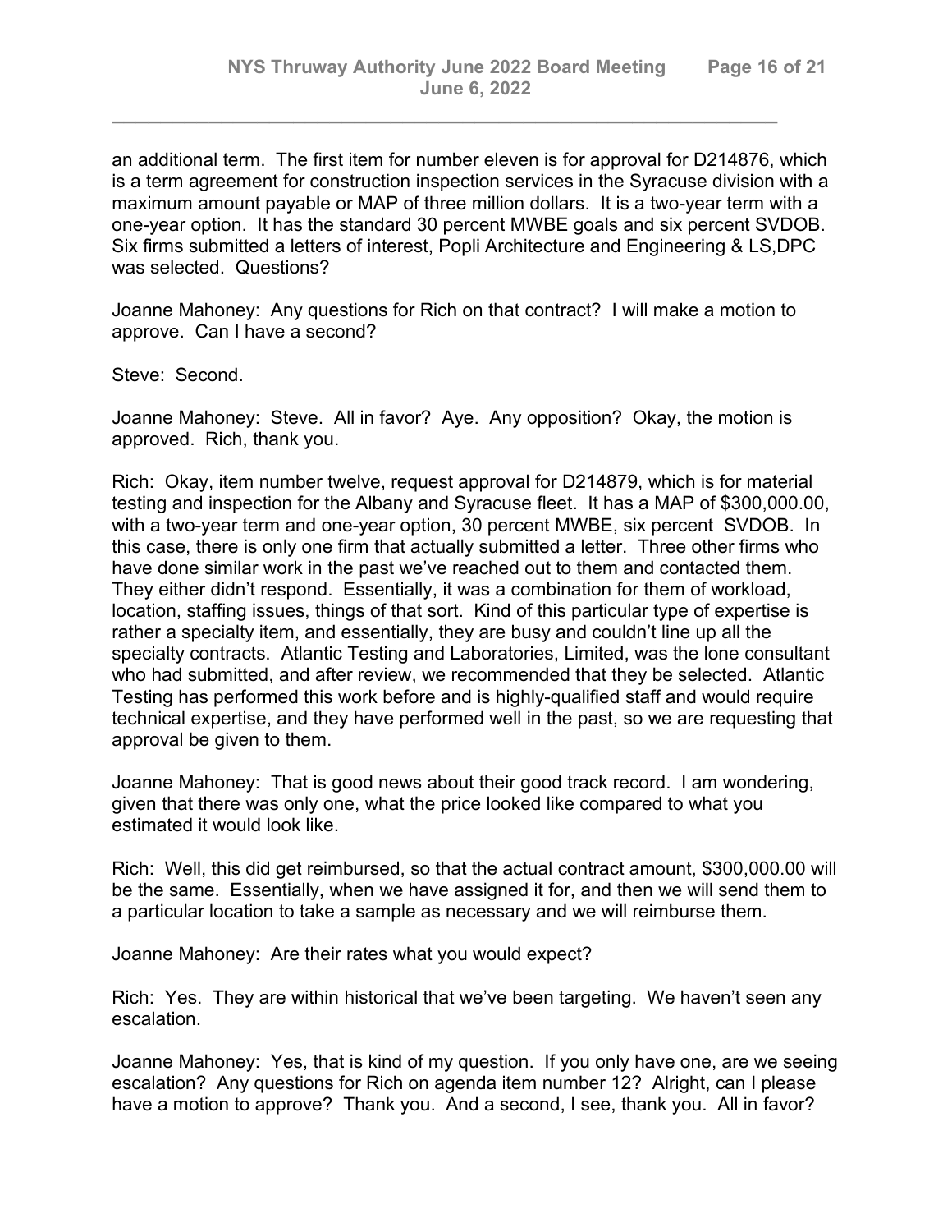an additional term. The first item for number eleven is for approval for D214876, which is a term agreement for construction inspection services in the Syracuse division with a maximum amount payable or MAP of three million dollars. It is a two-year term with a one-year option. It has the standard 30 percent MWBE goals and six percent SVDOB. Six firms submitted a letters of interest, Popli Architecture and Engineering & LS,DPC was selected. Questions?

Joanne Mahoney: Any questions for Rich on that contract? I will make a motion to approve. Can I have a second?

Steve: Second.

Joanne Mahoney: Steve. All in favor? Aye. Any opposition? Okay, the motion is approved. Rich, thank you.

Rich: Okay, item number twelve, request approval for D214879, which is for material testing and inspection for the Albany and Syracuse fleet. It has a MAP of $300,000.00, with a two-year term and one-year option, 30 percent MWBE, six percent SVDOB. In this case, there is only one firm that actually submitted a letter. Three other firms who have done similar work in the past we've reached out to them and contacted them. They either didn't respond. Essentially, it was a combination for them of workload, location, staffing issues, things of that sort. Kind of this particular type of expertise is rather a specialty item, and essentially, they are busy and couldn't line up all the specialty contracts. Atlantic Testing and Laboratories, Limited, was the lone consultant who had submitted, and after review, we recommended that they be selected. Atlantic Testing has performed this work before and is highly-qualified staff and would require technical expertise, and they have performed well in the past, so we are requesting that approval be given to them.

Joanne Mahoney: That is good news about their good track record. I am wondering, given that there was only one, what the price looked like compared to what you estimated it would look like.

Rich: Well, this did get reimbursed, so that the actual contract amount, $300,000.00 will be the same. Essentially, when we have assigned it for, and then we will send them to a particular location to take a sample as necessary and we will reimburse them.

Joanne Mahoney: Are their rates what you would expect?

Rich: Yes. They are within historical that we've been targeting. We haven't seen any escalation.

Joanne Mahoney: Yes, that is kind of my question. If you only have one, are we seeing escalation? Any questions for Rich on agenda item number 12? Alright, can I please have a motion to approve? Thank you. And a second, I see, thank you. All in favor?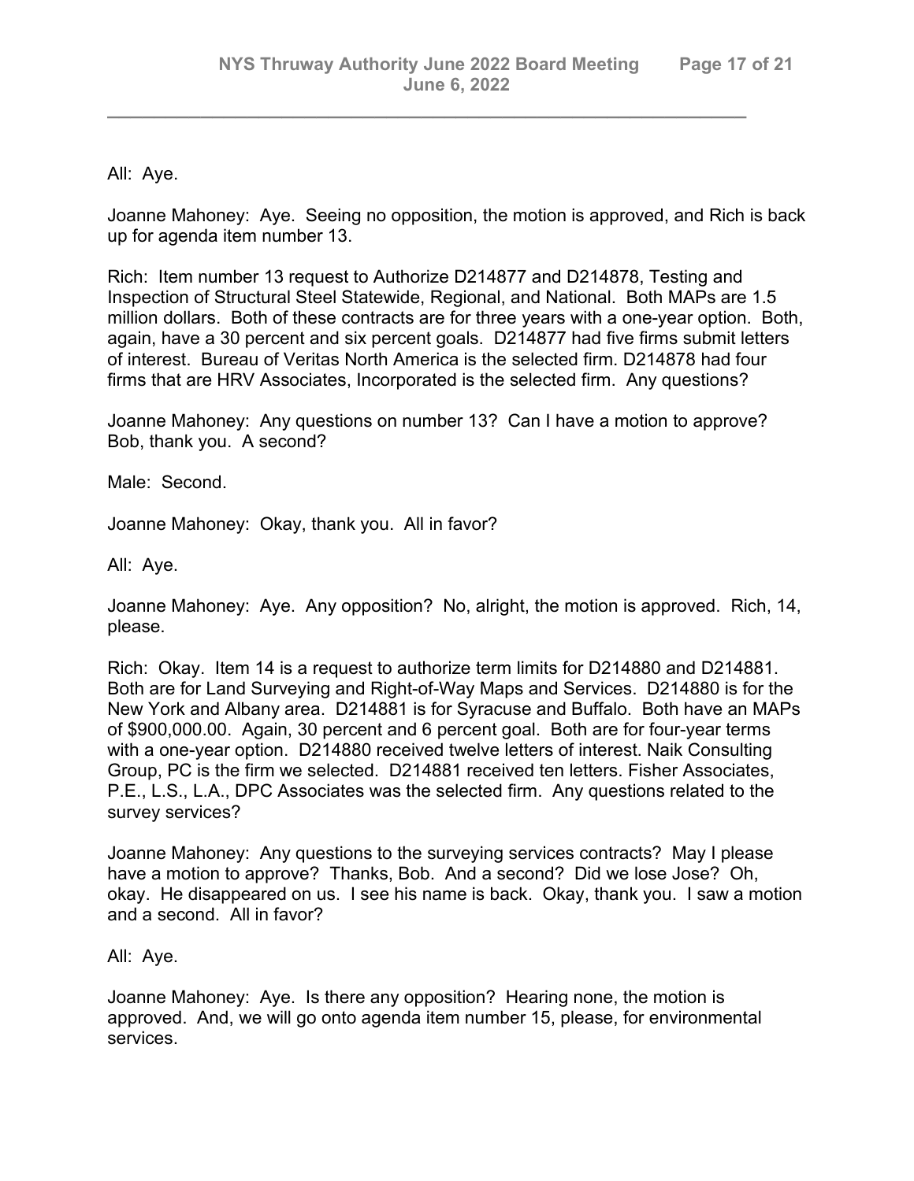All: Aye.

Joanne Mahoney: Aye. Seeing no opposition, the motion is approved, and Rich is back up for agenda item number 13.

Rich: Item number 13 request to Authorize D214877 and D214878, Testing and Inspection of Structural Steel Statewide, Regional, and National. Both MAPs are 1.5 million dollars. Both of these contracts are for three years with a one-year option. Both, again, have a 30 percent and six percent goals. D214877 had five firms submit letters of interest. Bureau of Veritas North America is the selected firm. D214878 had four firms that are HRV Associates, Incorporated is the selected firm. Any questions?

Joanne Mahoney: Any questions on number 13? Can I have a motion to approve? Bob, thank you. A second?

Male: Second.

Joanne Mahoney: Okay, thank you. All in favor?

All: Aye.

Joanne Mahoney: Aye. Any opposition? No, alright, the motion is approved. Rich, 14, please.

Rich: Okay. Item 14 is a request to authorize term limits for D214880 and D214881. Both are for Land Surveying and Right-of-Way Maps and Services. D214880 is for the New York and Albany area. D214881 is for Syracuse and Buffalo. Both have an MAPs of $900,000.00. Again, 30 percent and 6 percent goal. Both are for four-year terms with a one-year option. D214880 received twelve letters of interest. Naik Consulting Group, PC is the firm we selected. D214881 received ten letters. Fisher Associates, P.E., L.S., L.A., DPC Associates was the selected firm. Any questions related to the survey services?

Joanne Mahoney: Any questions to the surveying services contracts? May I please have a motion to approve? Thanks, Bob. And a second? Did we lose Jose? Oh, okay. He disappeared on us. I see his name is back. Okay, thank you. I saw a motion and a second. All in favor?

All: Aye.

Joanne Mahoney: Aye. Is there any opposition? Hearing none, the motion is approved. And, we will go onto agenda item number 15, please, for environmental services.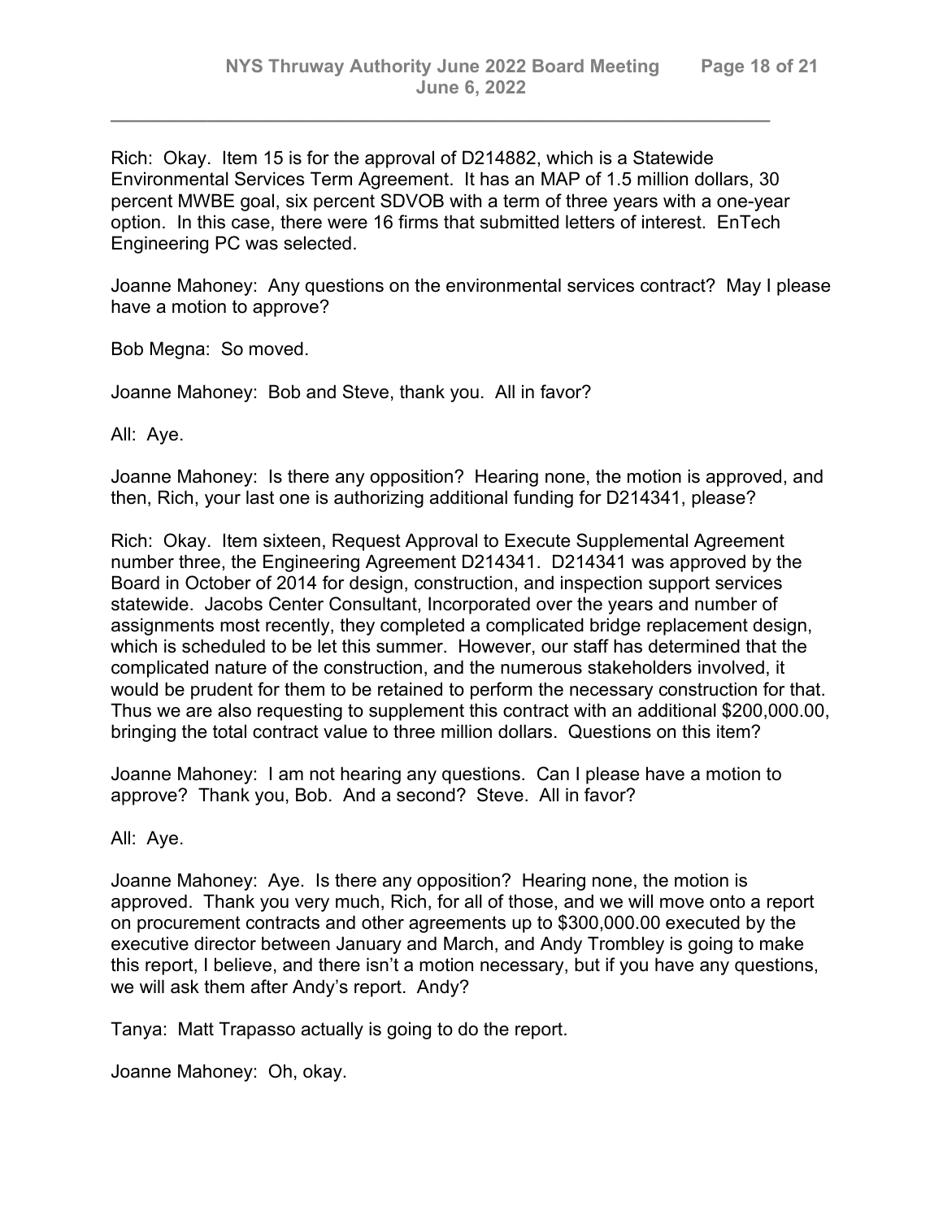Rich: Okay. Item 15 is for the approval of D214882, which is a Statewide Environmental Services Term Agreement. It has an MAP of 1.5 million dollars, 30 percent MWBE goal, six percent SDVOB with a term of three years with a one-year option. In this case, there were 16 firms that submitted letters of interest. EnTech Engineering PC was selected.

Joanne Mahoney: Any questions on the environmental services contract? May I please have a motion to approve?

Bob Megna: So moved.

Joanne Mahoney: Bob and Steve, thank you. All in favor?

All: Aye.

Joanne Mahoney: Is there any opposition? Hearing none, the motion is approved, and then, Rich, your last one is authorizing additional funding for D214341, please?

Rich: Okay. Item sixteen, Request Approval to Execute Supplemental Agreement number three, the Engineering Agreement D214341. D214341 was approved by the Board in October of 2014 for design, construction, and inspection support services statewide. Jacobs Center Consultant, Incorporated over the years and number of assignments most recently, they completed a complicated bridge replacement design, which is scheduled to be let this summer. However, our staff has determined that the complicated nature of the construction, and the numerous stakeholders involved, it would be prudent for them to be retained to perform the necessary construction for that. Thus we are also requesting to supplement this contract with an additional $200,000.00, bringing the total contract value to three million dollars. Questions on this item?

Joanne Mahoney: I am not hearing any questions. Can I please have a motion to approve? Thank you, Bob. And a second? Steve. All in favor?

All: Aye.

Joanne Mahoney: Aye. Is there any opposition? Hearing none, the motion is approved. Thank you very much, Rich, for all of those, and we will move onto a report on procurement contracts and other agreements up to $300,000.00 executed by the executive director between January and March, and Andy Trombley is going to make this report, I believe, and there isn't a motion necessary, but if you have any questions, we will ask them after Andy's report. Andy?

Tanya: Matt Trapasso actually is going to do the report.

Joanne Mahoney: Oh, okay.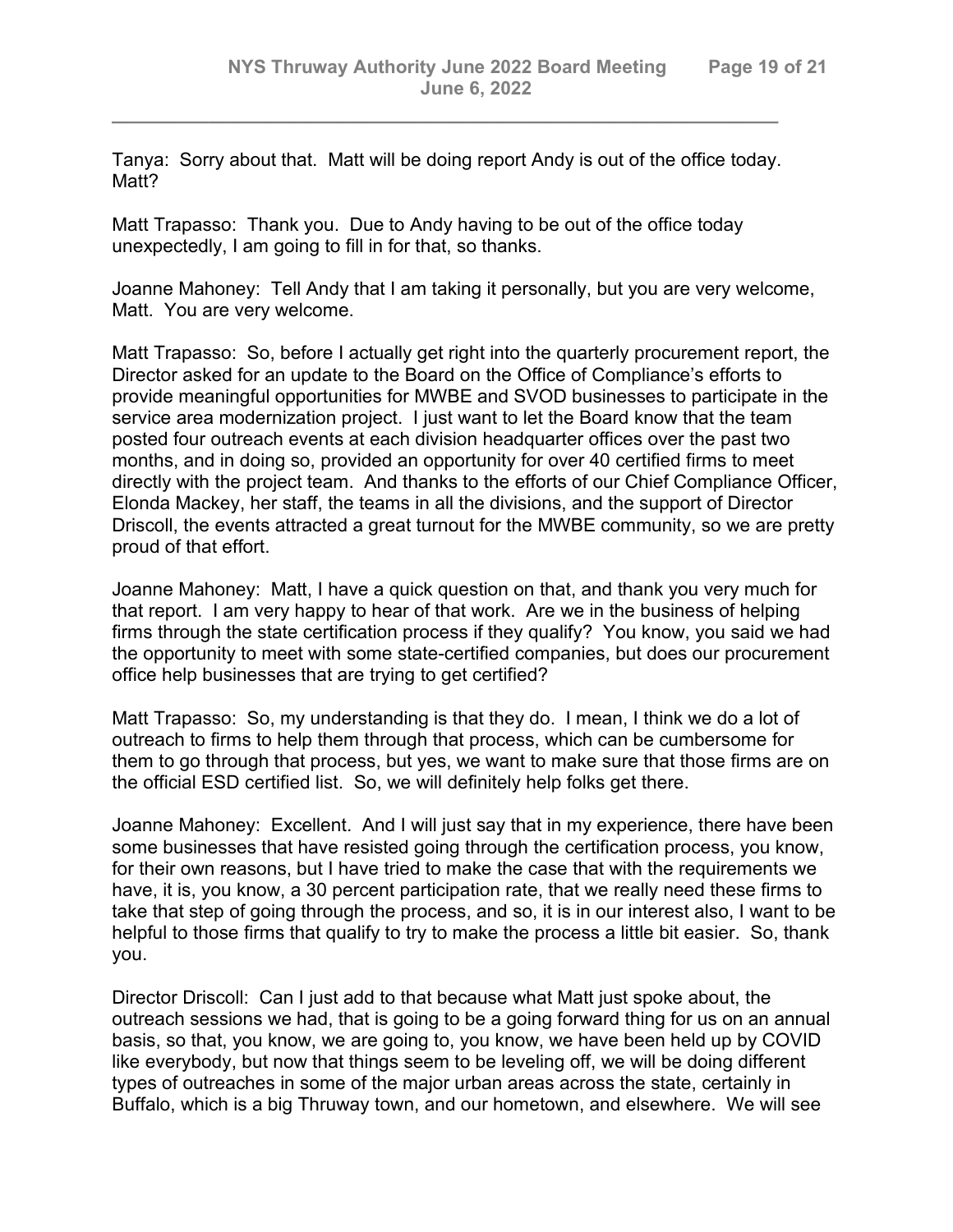Tanya: Sorry about that. Matt will be doing report Andy is out of the office today. Matt?

Matt Trapasso: Thank you. Due to Andy having to be out of the office today unexpectedly, I am going to fill in for that, so thanks.

Joanne Mahoney: Tell Andy that I am taking it personally, but you are very welcome, Matt. You are very welcome.

Matt Trapasso: So, before I actually get right into the quarterly procurement report, the Director asked for an update to the Board on the Office of Compliance's efforts to provide meaningful opportunities for MWBE and SVOD businesses to participate in the service area modernization project. I just want to let the Board know that the team posted four outreach events at each division headquarter offices over the past two months, and in doing so, provided an opportunity for over 40 certified firms to meet directly with the project team. And thanks to the efforts of our Chief Compliance Officer, Elonda Mackey, her staff, the teams in all the divisions, and the support of Director Driscoll, the events attracted a great turnout for the MWBE community, so we are pretty proud of that effort.

Joanne Mahoney: Matt, I have a quick question on that, and thank you very much for that report. I am very happy to hear of that work. Are we in the business of helping firms through the state certification process if they qualify? You know, you said we had the opportunity to meet with some state-certified companies, but does our procurement office help businesses that are trying to get certified?

Matt Trapasso: So, my understanding is that they do. I mean, I think we do a lot of outreach to firms to help them through that process, which can be cumbersome for them to go through that process, but yes, we want to make sure that those firms are on the official ESD certified list. So, we will definitely help folks get there.

Joanne Mahoney: Excellent. And I will just say that in my experience, there have been some businesses that have resisted going through the certification process, you know, for their own reasons, but I have tried to make the case that with the requirements we have, it is, you know, a 30 percent participation rate, that we really need these firms to take that step of going through the process, and so, it is in our interest also, I want to be helpful to those firms that qualify to try to make the process a little bit easier. So, thank you.

Director Driscoll: Can I just add to that because what Matt just spoke about, the outreach sessions we had, that is going to be a going forward thing for us on an annual basis, so that, you know, we are going to, you know, we have been held up by COVID like everybody, but now that things seem to be leveling off, we will be doing different types of outreaches in some of the major urban areas across the state, certainly in Buffalo, which is a big Thruway town, and our hometown, and elsewhere. We will see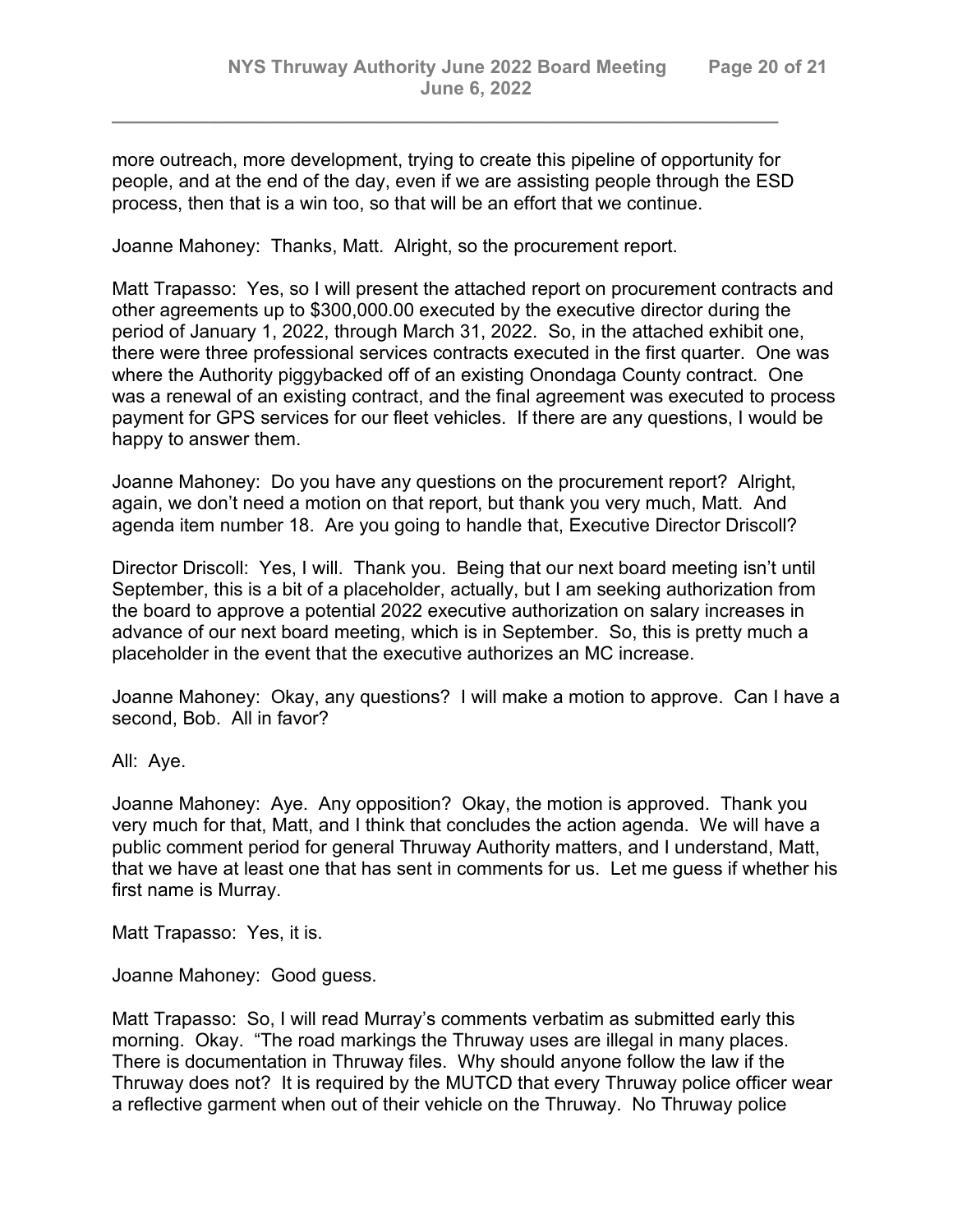more outreach, more development, trying to create this pipeline of opportunity for people, and at the end of the day, even if we are assisting people through the ESD process, then that is a win too, so that will be an effort that we continue.

Joanne Mahoney: Thanks, Matt. Alright, so the procurement report.

Matt Trapasso: Yes, so I will present the attached report on procurement contracts and other agreements up to $300,000.00 executed by the executive director during the period of January 1, 2022, through March 31, 2022. So, in the attached exhibit one, there were three professional services contracts executed in the first quarter. One was where the Authority piggybacked off of an existing Onondaga County contract. One was a renewal of an existing contract, and the final agreement was executed to process payment for GPS services for our fleet vehicles. If there are any questions, I would be happy to answer them.

Joanne Mahoney: Do you have any questions on the procurement report? Alright, again, we don't need a motion on that report, but thank you very much, Matt. And agenda item number 18. Are you going to handle that, Executive Director Driscoll?

Director Driscoll: Yes, I will. Thank you. Being that our next board meeting isn't until September, this is a bit of a placeholder, actually, but I am seeking authorization from the board to approve a potential 2022 executive authorization on salary increases in advance of our next board meeting, which is in September. So, this is pretty much a placeholder in the event that the executive authorizes an MC increase.

Joanne Mahoney: Okay, any questions? I will make a motion to approve. Can I have a second, Bob. All in favor?

All: Aye.

Joanne Mahoney: Aye. Any opposition? Okay, the motion is approved. Thank you very much for that, Matt, and I think that concludes the action agenda. We will have a public comment period for general Thruway Authority matters, and I understand, Matt, that we have at least one that has sent in comments for us. Let me guess if whether his first name is Murray.

Matt Trapasso: Yes, it is.

Joanne Mahoney: Good guess.

Matt Trapasso: So, I will read Murray's comments verbatim as submitted early this morning. Okay. "The road markings the Thruway uses are illegal in many places. There is documentation in Thruway files. Why should anyone follow the law if the Thruway does not? It is required by the MUTCD that every Thruway police officer wear a reflective garment when out of their vehicle on the Thruway. No Thruway police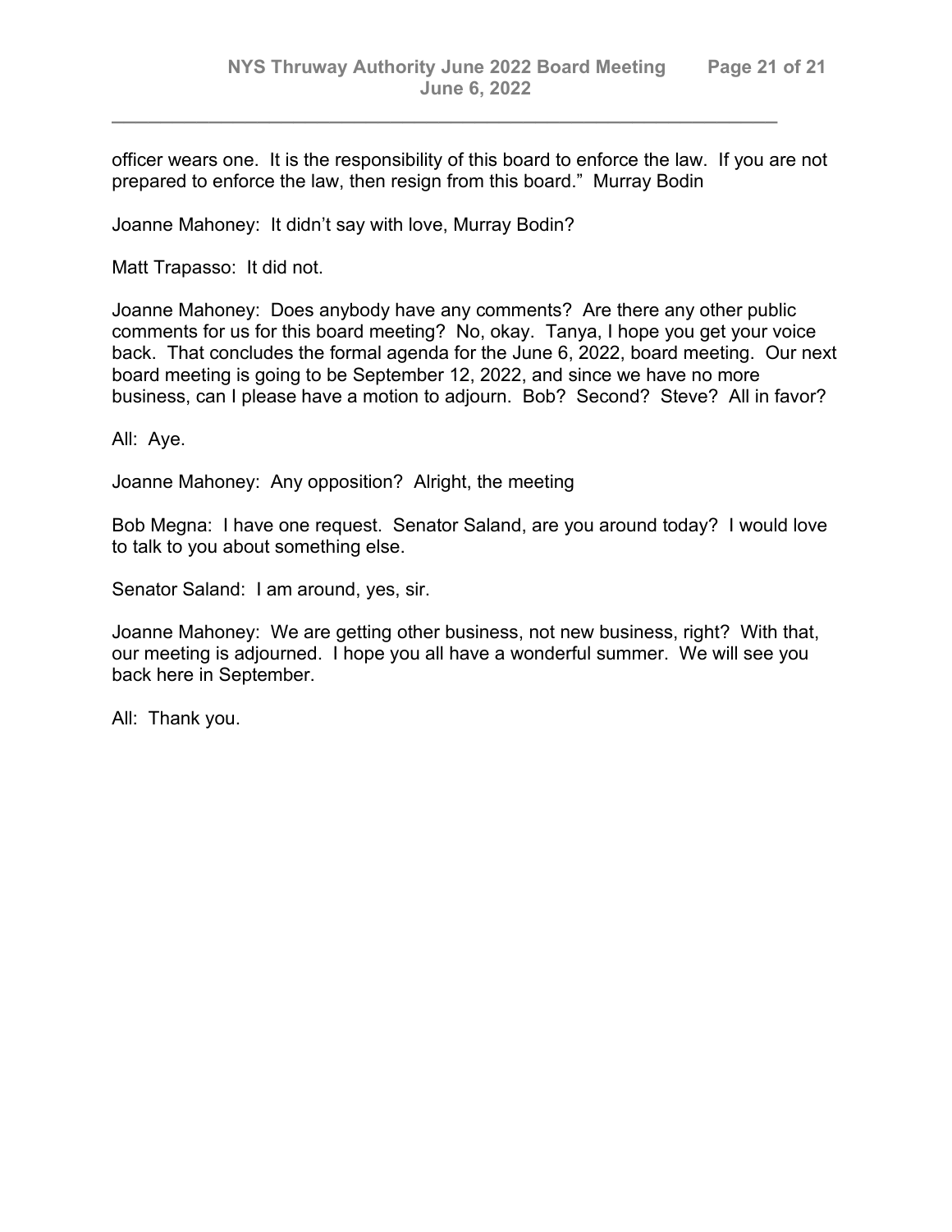officer wears one. It is the responsibility of this board to enforce the law. If you are not prepared to enforce the law, then resign from this board." Murray Bodin

Joanne Mahoney: It didn't say with love, Murray Bodin?

Matt Trapasso: It did not.

Joanne Mahoney: Does anybody have any comments? Are there any other public comments for us for this board meeting? No, okay. Tanya, I hope you get your voice back. That concludes the formal agenda for the June 6, 2022, board meeting. Our next board meeting is going to be September 12, 2022, and since we have no more business, can I please have a motion to adjourn. Bob? Second? Steve? All in favor?

All: Aye.

Joanne Mahoney: Any opposition? Alright, the meeting

Bob Megna: I have one request. Senator Saland, are you around today? I would love to talk to you about something else.

Senator Saland: I am around, yes, sir.

Joanne Mahoney: We are getting other business, not new business, right? With that, our meeting is adjourned. I hope you all have a wonderful summer. We will see you back here in September.

All: Thank you.